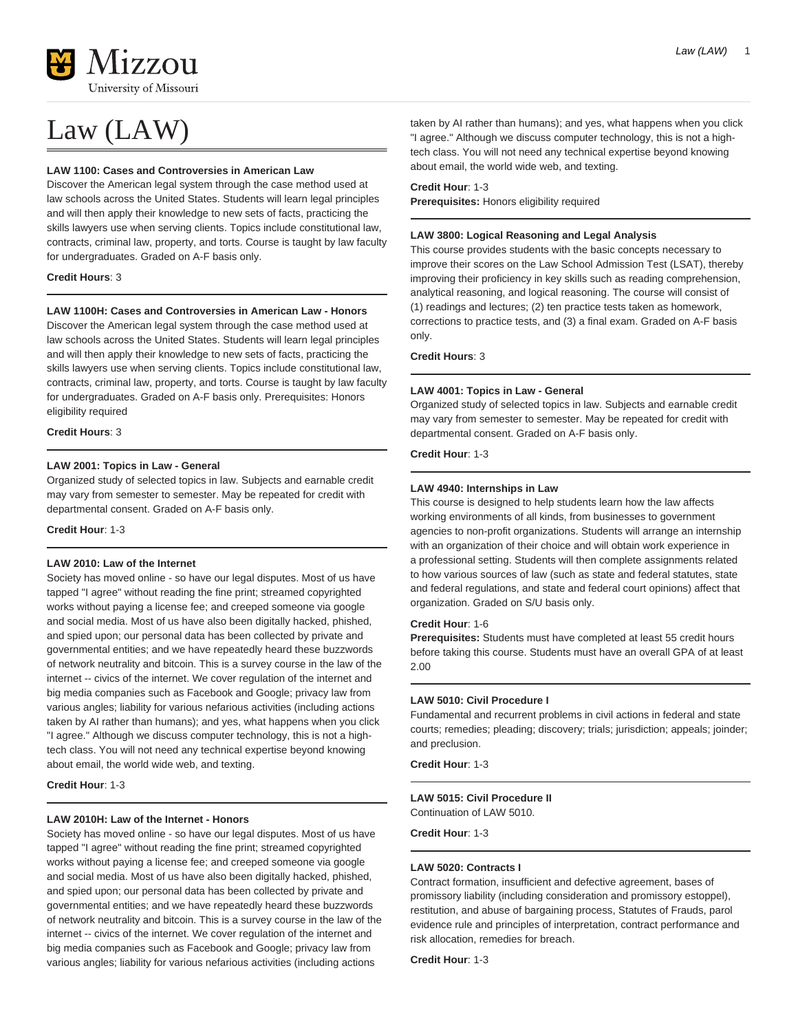# Law (LAW)

**LAW 1100: Cases and Controversies in American Law**

Discover the American legal system through the case method used at law schools across the United States. Students will learn legal principles and will then apply their knowledge to new sets of facts, practicing the skills lawyers use when serving clients. Topics include constitutional law, contracts, criminal law, property, and torts. Course is taught by law faculty for undergraduates. Graded on A-F basis only.

**Credit Hours**: 3

**LAW 1100H: Cases and Controversies in American Law - Honors**

Discover the American legal system through the case method used at law schools across the United States. Students will learn legal principles and will then apply their knowledge to new sets of facts, practicing the skills lawyers use when serving clients. Topics include constitutional law, contracts, criminal law, property, and torts. Course is taught by law faculty for undergraduates. Graded on A-F basis only. Prerequisites: Honors eligibility required

**Credit Hours**: 3

**LAW 2001: Topics in Law - General**

Organized study of selected topics in law. Subjects and earnable credit may vary from semester to semester. May be repeated for credit with departmental consent. Graded on A-F basis only.

**Credit Hour**: 1-3

**LAW 2010: Law of the Internet**

Society has moved online - so have our legal disputes. Most of us have tapped "I agree" without reading the fine print; streamed copyrighted works without paying a license fee; and creeped someone via google and social media. Most of us have also been digitally hacked, phished, and spied upon; our personal data has been collected by private and governmental entities; and we have repeatedly heard these buzzwords of network neutrality and bitcoin. This is a survey course in the law of the internet -- civics of the internet. We cover regulation of the internet and big media companies such as Facebook and Google; privacy law from various angles; liability for various nefarious activities (including actions taken by AI rather than humans); and yes, what happens when you click "I agree." Although we discuss computer technology, this is not a high-tech class. You will not need any technical expertise beyond knowing about email, the world wide web, and texting.

**Credit Hour**: 1-3

**LAW 2010H: Law of the Internet - Honors**

Society has moved online - so have our legal disputes. Most of us have tapped "I agree" without reading the fine print; streamed copyrighted works without paying a license fee; and creeped someone via google and social media. Most of us have also been digitally hacked, phished, and spied upon; our personal data has been collected by private and governmental entities; and we have repeatedly heard these buzzwords of network neutrality and bitcoin. This is a survey course in the law of the internet -- civics of the internet. We cover regulation of the internet and big media companies such as Facebook and Google; privacy law from various angles; liability for various nefarious activities (including actions taken by AI rather than humans); and yes, what happens when you click "I agree." Although we discuss computer technology, this is not a high-tech class. You will not need any technical expertise beyond knowing about email, the world wide web, and texting.

**Credit Hour**: 1-3
**Prerequisites:** Honors eligibility required

**LAW 3800: Logical Reasoning and Legal Analysis**

This course provides students with the basic concepts necessary to improve their scores on the Law School Admission Test (LSAT), thereby improving their proficiency in key skills such as reading comprehension, analytical reasoning, and logical reasoning. The course will consist of (1) readings and lectures; (2) ten practice tests taken as homework, corrections to practice tests, and (3) a final exam. Graded on A-F basis only.

**Credit Hours**: 3

**LAW 4001: Topics in Law - General**

Organized study of selected topics in law. Subjects and earnable credit may vary from semester to semester. May be repeated for credit with departmental consent. Graded on A-F basis only.

**Credit Hour**: 1-3

**LAW 4940: Internships in Law**

This course is designed to help students learn how the law affects working environments of all kinds, from businesses to government agencies to non-profit organizations. Students will arrange an internship with an organization of their choice and will obtain work experience in a professional setting. Students will then complete assignments related to how various sources of law (such as state and federal statutes, state and federal regulations, and state and federal court opinions) affect that organization. Graded on S/U basis only.

**Credit Hour**: 1-6
**Prerequisites:** Students must have completed at least 55 credit hours before taking this course. Students must have an overall GPA of at least 2.00

**LAW 5010: Civil Procedure I**

Fundamental and recurrent problems in civil actions in federal and state courts; remedies; pleading; discovery; trials; jurisdiction; appeals; joinder; and preclusion.

**Credit Hour**: 1-3

**LAW 5015: Civil Procedure II**

Continuation of LAW 5010.

**Credit Hour**: 1-3

**LAW 5020: Contracts I**

Contract formation, insufficient and defective agreement, bases of promissory liability (including consideration and promissory estoppel), restitution, and abuse of bargaining process, Statutes of Frauds, parol evidence rule and principles of interpretation, contract performance and risk allocation, remedies for breach.

**Credit Hour**: 1-3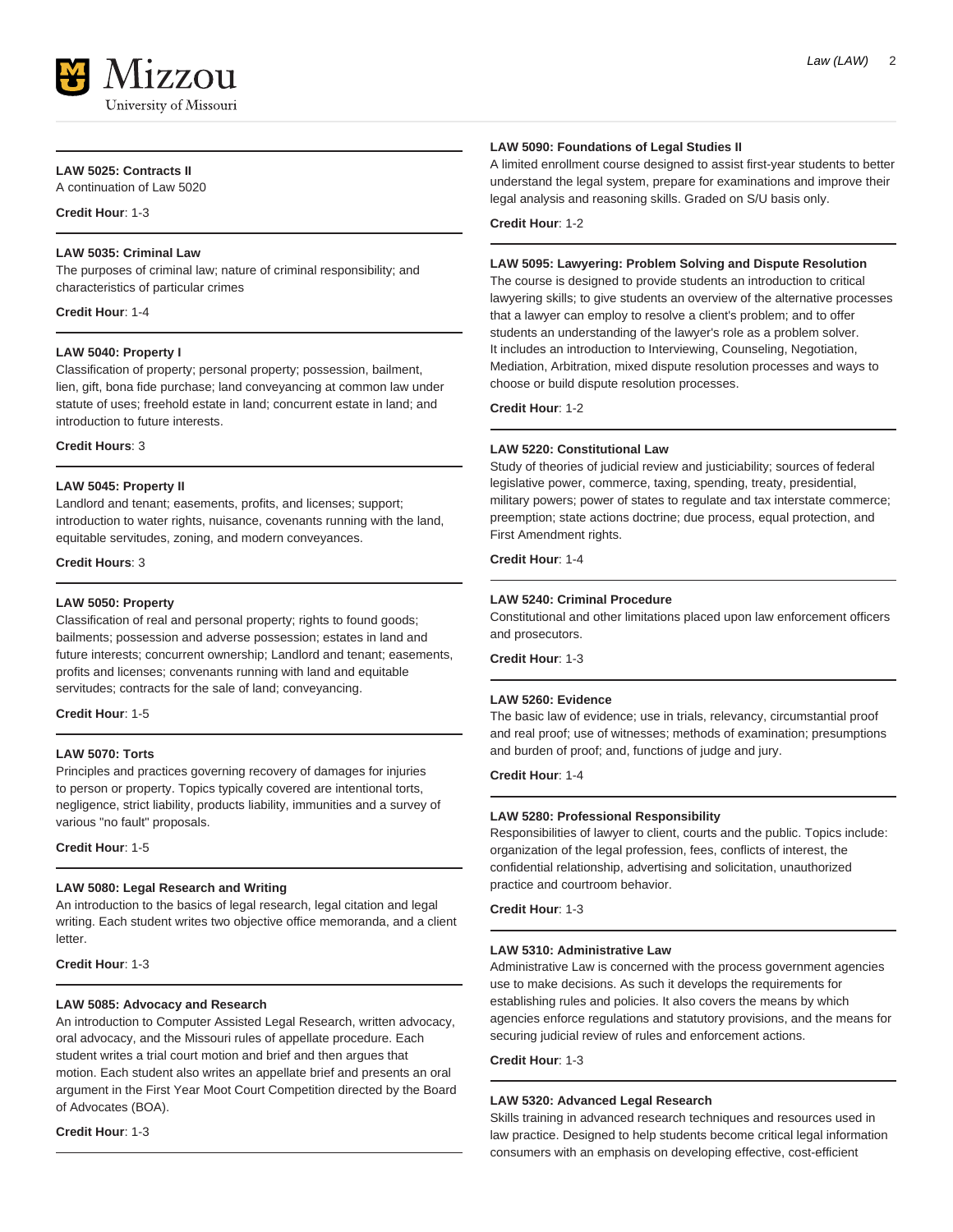#### LAW 5025: Contracts II

A continuation of Law 5020

**Credit Hour**: 1-3

#### LAW 5035: Criminal Law

The purposes of criminal law; nature of criminal responsibility; and characteristics of particular crimes

**Credit Hour**: 1-4

#### LAW 5040: Property I

Classification of property; personal property; possession, bailment, lien, gift, bona fide purchase; land conveyancing at common law under statute of uses; freehold estate in land; concurrent estate in land; and introduction to future interests.

**Credit Hours**: 3

#### LAW 5045: Property II

Landlord and tenant; easements, profits, and licenses; support; introduction to water rights, nuisance, covenants running with the land, equitable servitudes, zoning, and modern conveyances.

**Credit Hours**: 3

#### LAW 5050: Property

Classification of real and personal property; rights to found goods; bailments; possession and adverse possession; estates in land and future interests; concurrent ownership; Landlord and tenant; easements, profits and licenses; convenants running with land and equitable servitudes; contracts for the sale of land; conveyancing.

**Credit Hour**: 1-5

#### LAW 5070: Torts

Principles and practices governing recovery of damages for injuries to person or property. Topics typically covered are intentional torts, negligence, strict liability, products liability, immunities and a survey of various "no fault" proposals.

**Credit Hour**: 1-5

#### LAW 5080: Legal Research and Writing

An introduction to the basics of legal research, legal citation and legal writing. Each student writes two objective office memoranda, and a client letter.

**Credit Hour**: 1-3

#### LAW 5085: Advocacy and Research

An introduction to Computer Assisted Legal Research, written advocacy, oral advocacy, and the Missouri rules of appellate procedure. Each student writes a trial court motion and brief and then argues that motion. Each student also writes an appellate brief and presents an oral argument in the First Year Moot Court Competition directed by the Board of Advocates (BOA).

**Credit Hour**: 1-3

#### LAW 5090: Foundations of Legal Studies II

A limited enrollment course designed to assist first-year students to better understand the legal system, prepare for examinations and improve their legal analysis and reasoning skills. Graded on S/U basis only.

**Credit Hour**: 1-2

#### LAW 5095: Lawyering: Problem Solving and Dispute Resolution

The course is designed to provide students an introduction to critical lawyering skills; to give students an overview of the alternative processes that a lawyer can employ to resolve a client's problem; and to offer students an understanding of the lawyer's role as a problem solver. It includes an introduction to Interviewing, Counseling, Negotiation, Mediation, Arbitration, mixed dispute resolution processes and ways to choose or build dispute resolution processes.

**Credit Hour**: 1-2

#### LAW 5220: Constitutional Law

Study of theories of judicial review and justiciability; sources of federal legislative power, commerce, taxing, spending, treaty, presidential, military powers; power of states to regulate and tax interstate commerce; preemption; state actions doctrine; due process, equal protection, and First Amendment rights.

**Credit Hour**: 1-4

#### LAW 5240: Criminal Procedure

Constitutional and other limitations placed upon law enforcement officers and prosecutors.

**Credit Hour**: 1-3

#### LAW 5260: Evidence

The basic law of evidence; use in trials, relevancy, circumstantial proof and real proof; use of witnesses; methods of examination; presumptions and burden of proof; and, functions of judge and jury.

**Credit Hour**: 1-4

#### LAW 5280: Professional Responsibility

Responsibilities of lawyer to client, courts and the public. Topics include: organization of the legal profession, fees, conflicts of interest, the confidential relationship, advertising and solicitation, unauthorized practice and courtroom behavior.

**Credit Hour**: 1-3

#### LAW 5310: Administrative Law

Administrative Law is concerned with the process government agencies use to make decisions. As such it develops the requirements for establishing rules and policies. It also covers the means by which agencies enforce regulations and statutory provisions, and the means for securing judicial review of rules and enforcement actions.

**Credit Hour**: 1-3

#### LAW 5320: Advanced Legal Research

Skills training in advanced research techniques and resources used in law practice. Designed to help students become critical legal information consumers with an emphasis on developing effective, cost-efficient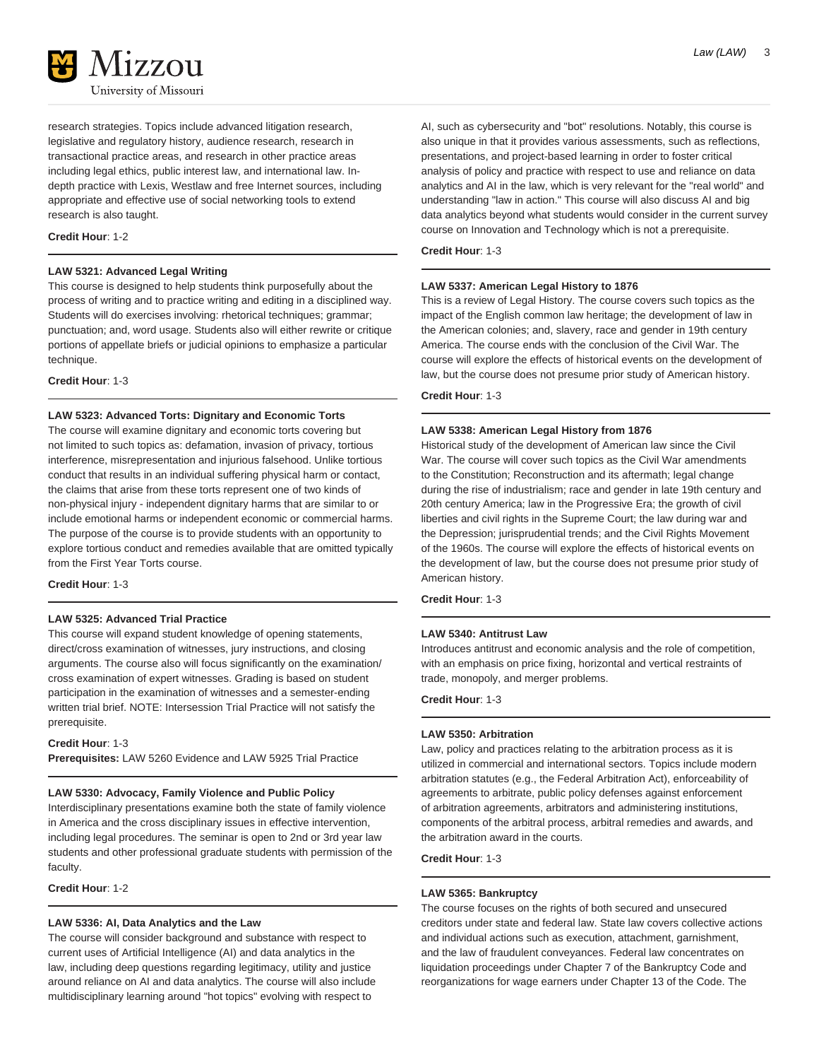research strategies. Topics include advanced litigation research, legislative and regulatory history, audience research, research in transactional practice areas, and research in other practice areas including legal ethics, public interest law, and international law. In-depth practice with Lexis, Westlaw and free Internet sources, including appropriate and effective use of social networking tools to extend research is also taught.

**Credit Hour**: 1-2

---

**LAW 5321: Advanced Legal Writing**

This course is designed to help students think purposefully about the process of writing and to practice writing and editing in a disciplined way. Students will do exercises involving: rhetorical techniques; grammar; punctuation; and, word usage. Students also will either rewrite or critique portions of appellate briefs or judicial opinions to emphasize a particular technique.

**Credit Hour**: 1-3

---

**LAW 5323: Advanced Torts: Dignitary and Economic Torts**

The course will examine dignitary and economic torts covering but not limited to such topics as: defamation, invasion of privacy, tortious interference, misrepresentation and injurious falsehood. Unlike tortious conduct that results in an individual suffering physical harm or contact, the claims that arise from these torts represent one of two kinds of non-physical injury - independent dignitary harms that are similar to or include emotional harms or independent economic or commercial harms. The purpose of the course is to provide students with an opportunity to explore tortious conduct and remedies available that are omitted typically from the First Year Torts course.

**Credit Hour**: 1-3

---

**LAW 5325: Advanced Trial Practice**

This course will expand student knowledge of opening statements, direct/cross examination of witnesses, jury instructions, and closing arguments. The course also will focus significantly on the examination/cross examination of expert witnesses. Grading is based on student participation in the examination of witnesses and a semester-ending written trial brief. NOTE: Intersession Trial Practice will not satisfy the prerequisite.

**Credit Hour**: 1-3
**Prerequisites:** LAW 5260 Evidence and LAW 5925 Trial Practice

---

**LAW 5330: Advocacy, Family Violence and Public Policy**

Interdisciplinary presentations examine both the state of family violence in America and the cross disciplinary issues in effective intervention, including legal procedures. The seminar is open to 2nd or 3rd year law students and other professional graduate students with permission of the faculty.

**Credit Hour**: 1-2

---

**LAW 5336: AI, Data Analytics and the Law**

The course will consider background and substance with respect to current uses of Artificial Intelligence (AI) and data analytics in the law, including deep questions regarding legitimacy, utility and justice around reliance on AI and data analytics. The course will also include multidisciplinary learning around "hot topics" evolving with respect to AI, such as cybersecurity and "bot" resolutions. Notably, this course is also unique in that it provides various assessments, such as reflections, presentations, and project-based learning in order to foster critical analysis of policy and practice with respect to use and reliance on data analytics and AI in the law, which is very relevant for the "real world" and understanding "law in action." This course will also discuss AI and big data analytics beyond what students would consider in the current survey course on Innovation and Technology which is not a prerequisite.

**Credit Hour**: 1-3

---

**LAW 5337: American Legal History to 1876**

This is a review of Legal History. The course covers such topics as the impact of the English common law heritage; the development of law in the American colonies; and, slavery, race and gender in 19th century America. The course ends with the conclusion of the Civil War. The course will explore the effects of historical events on the development of law, but the course does not presume prior study of American history.

**Credit Hour**: 1-3

---

**LAW 5338: American Legal History from 1876**

Historical study of the development of American law since the Civil War. The course will cover such topics as the Civil War amendments to the Constitution; Reconstruction and its aftermath; legal change during the rise of industrialism; race and gender in late 19th century and 20th century America; law in the Progressive Era; the growth of civil liberties and civil rights in the Supreme Court; the law during war and the Depression; jurisprudential trends; and the Civil Rights Movement of the 1960s. The course will explore the effects of historical events on the development of law, but the course does not presume prior study of American history.

**Credit Hour**: 1-3

---

**LAW 5340: Antitrust Law**

Introduces antitrust and economic analysis and the role of competition, with an emphasis on price fixing, horizontal and vertical restraints of trade, monopoly, and merger problems.

**Credit Hour**: 1-3

---

**LAW 5350: Arbitration**

Law, policy and practices relating to the arbitration process as it is utilized in commercial and international sectors. Topics include modern arbitration statutes (e.g., the Federal Arbitration Act), enforceability of agreements to arbitrate, public policy defenses against enforcement of arbitration agreements, arbitrators and administering institutions, components of the arbitral process, arbitral remedies and awards, and the arbitration award in the courts.

**Credit Hour**: 1-3

---

**LAW 5365: Bankruptcy**

The course focuses on the rights of both secured and unsecured creditors under state and federal law. State law covers collective actions and individual actions such as execution, attachment, garnishment, and the law of fraudulent conveyances. Federal law concentrates on liquidation proceedings under Chapter 7 of the Bankruptcy Code and reorganizations for wage earners under Chapter 13 of the Code. The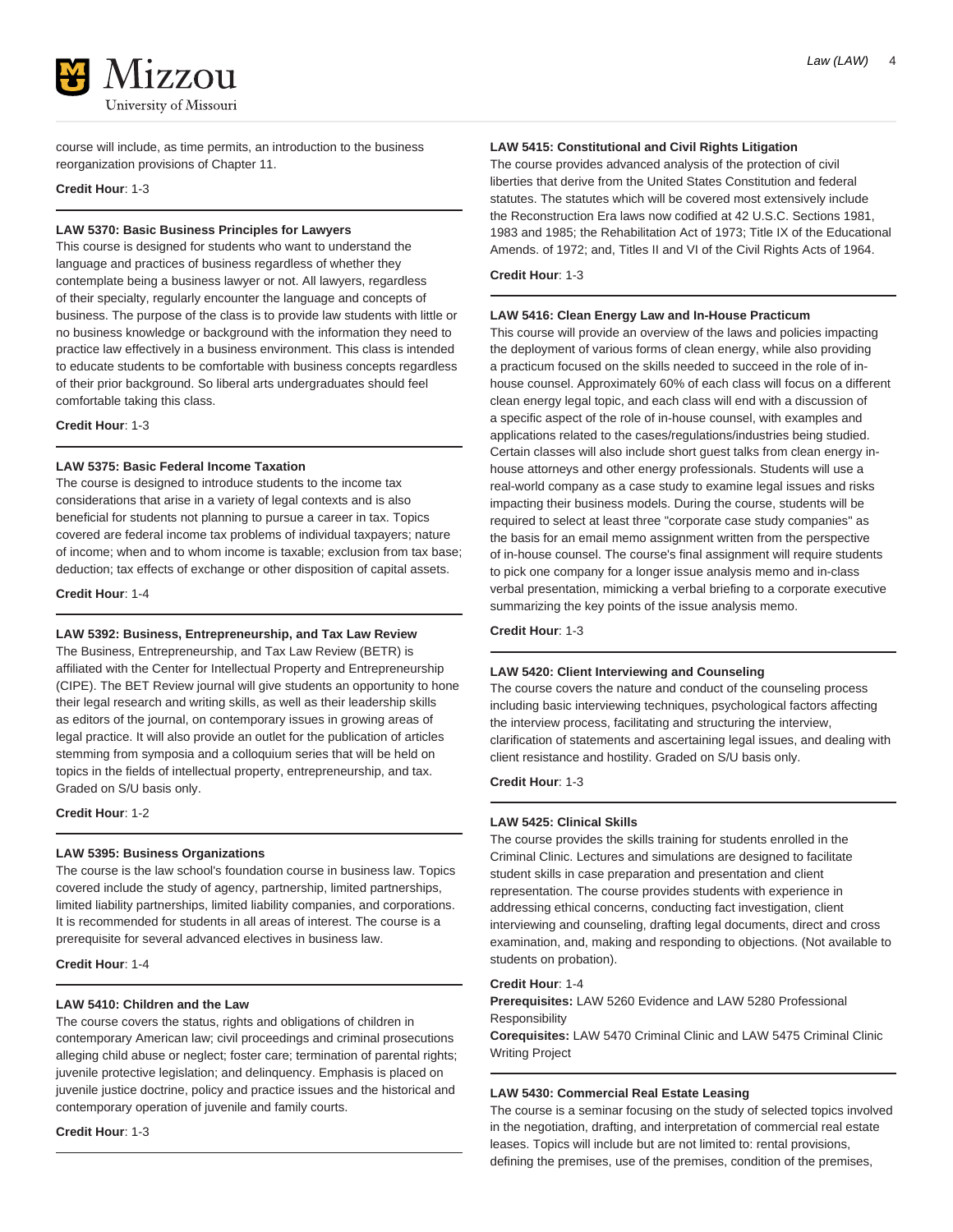course will include, as time permits, an introduction to the business reorganization provisions of Chapter 11.

**Credit Hour**: 1-3

---

**LAW 5370: Basic Business Principles for Lawyers**

This course is designed for students who want to understand the language and practices of business regardless of whether they contemplate being a business lawyer or not. All lawyers, regardless of their specialty, regularly encounter the language and concepts of business. The purpose of the class is to provide law students with little or no business knowledge or background with the information they need to practice law effectively in a business environment. This class is intended to educate students to be comfortable with business concepts regardless of their prior background. So liberal arts undergraduates should feel comfortable taking this class.

**Credit Hour**: 1-3

---

**LAW 5375: Basic Federal Income Taxation**

The course is designed to introduce students to the income tax considerations that arise in a variety of legal contexts and is also beneficial for students not planning to pursue a career in tax. Topics covered are federal income tax problems of individual taxpayers; nature of income; when and to whom income is taxable; exclusion from tax base; deduction; tax effects of exchange or other disposition of capital assets.

**Credit Hour**: 1-4

---

**LAW 5392: Business, Entrepreneurship, and Tax Law Review**

The Business, Entrepreneurship, and Tax Law Review (BETR) is affiliated with the Center for Intellectual Property and Entrepreneurship (CIPE). The BET Review journal will give students an opportunity to hone their legal research and writing skills, as well as their leadership skills as editors of the journal, on contemporary issues in growing areas of legal practice. It will also provide an outlet for the publication of articles stemming from symposia and a colloquium series that will be held on topics in the fields of intellectual property, entrepreneurship, and tax. Graded on S/U basis only.

**Credit Hour**: 1-2

---

**LAW 5395: Business Organizations**

The course is the law school's foundation course in business law. Topics covered include the study of agency, partnership, limited partnerships, limited liability partnerships, limited liability companies, and corporations. It is recommended for students in all areas of interest. The course is a prerequisite for several advanced electives in business law.

**Credit Hour**: 1-4

---

**LAW 5410: Children and the Law**

The course covers the status, rights and obligations of children in contemporary American law; civil proceedings and criminal prosecutions alleging child abuse or neglect; foster care; termination of parental rights; juvenile protective legislation; and delinquency. Emphasis is placed on juvenile justice doctrine, policy and practice issues and the historical and contemporary operation of juvenile and family courts.

**Credit Hour**: 1-3

---

**LAW 5415: Constitutional and Civil Rights Litigation**

The course provides advanced analysis of the protection of civil liberties that derive from the United States Constitution and federal statutes. The statutes which will be covered most extensively include the Reconstruction Era laws now codified at 42 U.S.C. Sections 1981, 1983 and 1985; the Rehabilitation Act of 1973; Title IX of the Educational Amends. of 1972; and, Titles II and VI of the Civil Rights Acts of 1964.

**Credit Hour**: 1-3

---

**LAW 5416: Clean Energy Law and In-House Practicum**

This course will provide an overview of the laws and policies impacting the deployment of various forms of clean energy, while also providing a practicum focused on the skills needed to succeed in the role of in-house counsel. Approximately 60% of each class will focus on a different clean energy legal topic, and each class will end with a discussion of a specific aspect of the role of in-house counsel, with examples and applications related to the cases/regulations/industries being studied. Certain classes will also include short guest talks from clean energy in-house attorneys and other energy professionals. Students will use a real-world company as a case study to examine legal issues and risks impacting their business models. During the course, students will be required to select at least three "corporate case study companies" as the basis for an email memo assignment written from the perspective of in-house counsel. The course's final assignment will require students to pick one company for a longer issue analysis memo and in-class verbal presentation, mimicking a verbal briefing to a corporate executive summarizing the key points of the issue analysis memo.

**Credit Hour**: 1-3

---

**LAW 5420: Client Interviewing and Counseling**

The course covers the nature and conduct of the counseling process including basic interviewing techniques, psychological factors affecting the interview process, facilitating and structuring the interview, clarification of statements and ascertaining legal issues, and dealing with client resistance and hostility. Graded on S/U basis only.

**Credit Hour**: 1-3

---

**LAW 5425: Clinical Skills**

The course provides the skills training for students enrolled in the Criminal Clinic. Lectures and simulations are designed to facilitate student skills in case preparation and presentation and client representation. The course provides students with experience in addressing ethical concerns, conducting fact investigation, client interviewing and counseling, drafting legal documents, direct and cross examination, and, making and responding to objections. (Not available to students on probation).

**Credit Hour**: 1-4
**Prerequisites:** LAW 5260 Evidence and LAW 5280 Professional Responsibility
**Corequisites:** LAW 5470 Criminal Clinic and LAW 5475 Criminal Clinic Writing Project

---

**LAW 5430: Commercial Real Estate Leasing**

The course is a seminar focusing on the study of selected topics involved in the negotiation, drafting, and interpretation of commercial real estate leases. Topics will include but are not limited to: rental provisions, defining the premises, use of the premises, condition of the premises,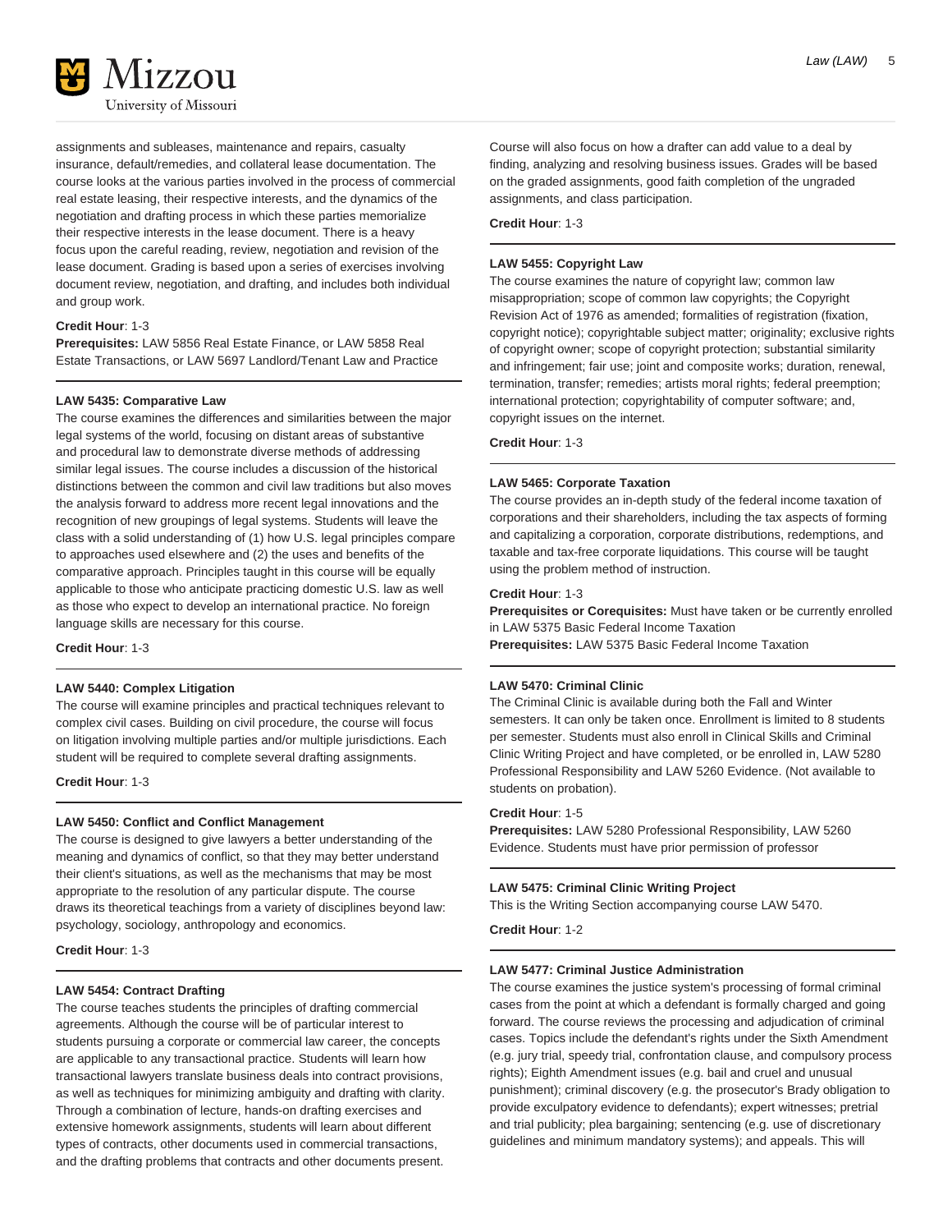assignments and subleases, maintenance and repairs, casualty insurance, default/remedies, and collateral lease documentation. The course looks at the various parties involved in the process of commercial real estate leasing, their respective interests, and the dynamics of the negotiation and drafting process in which these parties memorialize their respective interests in the lease document. There is a heavy focus upon the careful reading, review, negotiation and revision of the lease document. Grading is based upon a series of exercises involving document review, negotiation, and drafting, and includes both individual and group work.

**Credit Hour**: 1-3
**Prerequisites:** LAW 5856 Real Estate Finance, or LAW 5858 Real Estate Transactions, or LAW 5697 Landlord/Tenant Law and Practice

---

**LAW 5435: Comparative Law**

The course examines the differences and similarities between the major legal systems of the world, focusing on distant areas of substantive and procedural law to demonstrate diverse methods of addressing similar legal issues. The course includes a discussion of the historical distinctions between the common and civil law traditions but also moves the analysis forward to address more recent legal innovations and the recognition of new groupings of legal systems. Students will leave the class with a solid understanding of (1) how U.S. legal principles compare to approaches used elsewhere and (2) the uses and benefits of the comparative approach. Principles taught in this course will be equally applicable to those who anticipate practicing domestic U.S. law as well as those who expect to develop an international practice. No foreign language skills are necessary for this course.

**Credit Hour**: 1-3

---

**LAW 5440: Complex Litigation**

The course will examine principles and practical techniques relevant to complex civil cases. Building on civil procedure, the course will focus on litigation involving multiple parties and/or multiple jurisdictions. Each student will be required to complete several drafting assignments.

**Credit Hour**: 1-3

---

**LAW 5450: Conflict and Conflict Management**

The course is designed to give lawyers a better understanding of the meaning and dynamics of conflict, so that they may better understand their client's situations, as well as the mechanisms that may be most appropriate to the resolution of any particular dispute. The course draws its theoretical teachings from a variety of disciplines beyond law: psychology, sociology, anthropology and economics.

**Credit Hour**: 1-3

---

**LAW 5454: Contract Drafting**

The course teaches students the principles of drafting commercial agreements. Although the course will be of particular interest to students pursuing a corporate or commercial law career, the concepts are applicable to any transactional practice. Students will learn how transactional lawyers translate business deals into contract provisions, as well as techniques for minimizing ambiguity and drafting with clarity. Through a combination of lecture, hands-on drafting exercises and extensive homework assignments, students will learn about different types of contracts, other documents used in commercial transactions, and the drafting problems that contracts and other documents present. Course will also focus on how a drafter can add value to a deal by finding, analyzing and resolving business issues. Grades will be based on the graded assignments, good faith completion of the ungraded assignments, and class participation.

**Credit Hour**: 1-3

---

**LAW 5455: Copyright Law**

The course examines the nature of copyright law; common law misappropriation; scope of common law copyrights; the Copyright Revision Act of 1976 as amended; formalities of registration (fixation, copyright notice); copyrightable subject matter; originality; exclusive rights of copyright owner; scope of copyright protection; substantial similarity and infringement; fair use; joint and composite works; duration, renewal, termination, transfer; remedies; artists moral rights; federal preemption; international protection; copyrightability of computer software; and, copyright issues on the internet.

**Credit Hour**: 1-3

---

**LAW 5465: Corporate Taxation**

The course provides an in-depth study of the federal income taxation of corporations and their shareholders, including the tax aspects of forming and capitalizing a corporation, corporate distributions, redemptions, and taxable and tax-free corporate liquidations. This course will be taught using the problem method of instruction.

**Credit Hour**: 1-3
**Prerequisites or Corequisites:** Must have taken or be currently enrolled in LAW 5375 Basic Federal Income Taxation
**Prerequisites:** LAW 5375 Basic Federal Income Taxation

---

**LAW 5470: Criminal Clinic**

The Criminal Clinic is available during both the Fall and Winter semesters. It can only be taken once. Enrollment is limited to 8 students per semester. Students must also enroll in Clinical Skills and Criminal Clinic Writing Project and have completed, or be enrolled in, LAW 5280 Professional Responsibility and LAW 5260 Evidence. (Not available to students on probation).

**Credit Hour**: 1-5
**Prerequisites:** LAW 5280 Professional Responsibility, LAW 5260 Evidence. Students must have prior permission of professor

---

**LAW 5475: Criminal Clinic Writing Project**

This is the Writing Section accompanying course LAW 5470.

**Credit Hour**: 1-2

---

**LAW 5477: Criminal Justice Administration**

The course examines the justice system's processing of formal criminal cases from the point at which a defendant is formally charged and going forward. The course reviews the processing and adjudication of criminal cases. Topics include the defendant's rights under the Sixth Amendment (e.g. jury trial, speedy trial, confrontation clause, and compulsory process rights); Eighth Amendment issues (e.g. bail and cruel and unusual punishment); criminal discovery (e.g. the prosecutor's Brady obligation to provide exculpatory evidence to defendants); expert witnesses; pretrial and trial publicity; plea bargaining; sentencing (e.g. use of discretionary guidelines and minimum mandatory systems); and appeals. This will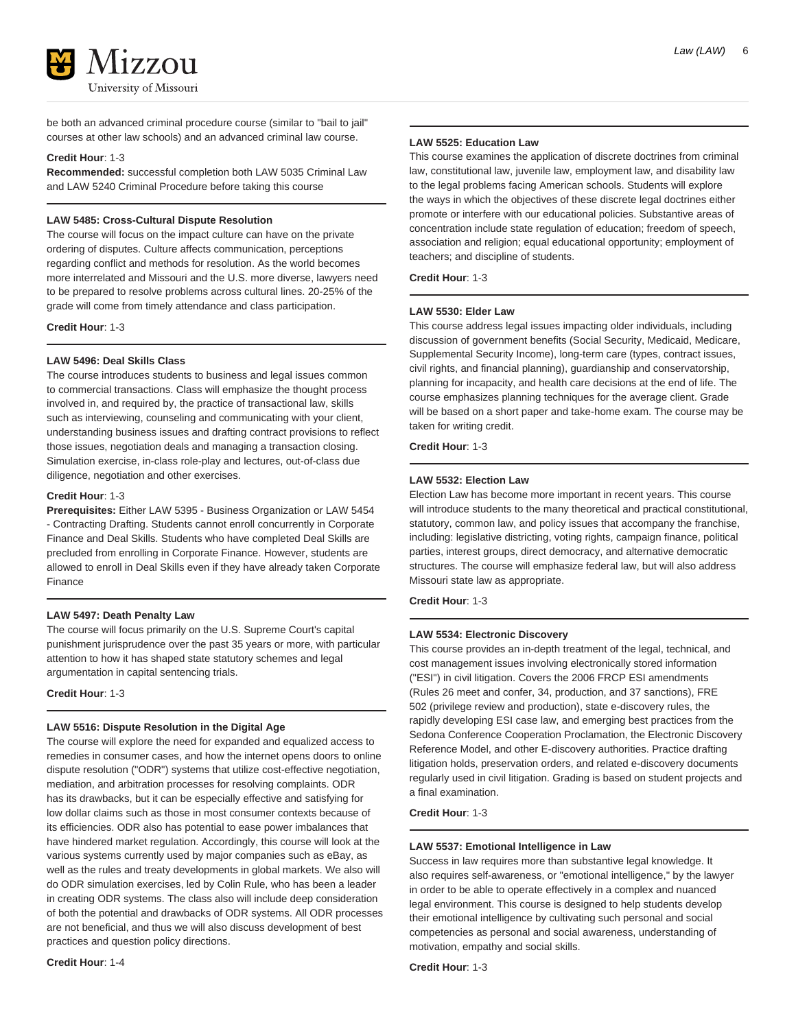be both an advanced criminal procedure course (similar to "bail to jail" courses at other law schools) and an advanced criminal law course.

**Credit Hour**: 1-3
**Recommended:** successful completion both LAW 5035 Criminal Law and LAW 5240 Criminal Procedure before taking this course

---

**LAW 5485: Cross-Cultural Dispute Resolution**

The course will focus on the impact culture can have on the private ordering of disputes. Culture affects communication, perceptions regarding conflict and methods for resolution. As the world becomes more interrelated and Missouri and the U.S. more diverse, lawyers need to be prepared to resolve problems across cultural lines. 20-25% of the grade will come from timely attendance and class participation.

**Credit Hour**: 1-3

---

**LAW 5496: Deal Skills Class**

The course introduces students to business and legal issues common to commercial transactions. Class will emphasize the thought process involved in, and required by, the practice of transactional law, skills such as interviewing, counseling and communicating with your client, understanding business issues and drafting contract provisions to reflect those issues, negotiation deals and managing a transaction closing. Simulation exercise, in-class role-play and lectures, out-of-class due diligence, negotiation and other exercises.

**Credit Hour**: 1-3
**Prerequisites:** Either LAW 5395 - Business Organization or LAW 5454 - Contracting Drafting. Students cannot enroll concurrently in Corporate Finance and Deal Skills. Students who have completed Deal Skills are precluded from enrolling in Corporate Finance. However, students are allowed to enroll in Deal Skills even if they have already taken Corporate Finance

---

**LAW 5497: Death Penalty Law**

The course will focus primarily on the U.S. Supreme Court's capital punishment jurisprudence over the past 35 years or more, with particular attention to how it has shaped state statutory schemes and legal argumentation in capital sentencing trials.

**Credit Hour**: 1-3

---

**LAW 5516: Dispute Resolution in the Digital Age**

The course will explore the need for expanded and equalized access to remedies in consumer cases, and how the internet opens doors to online dispute resolution ("ODR") systems that utilize cost-effective negotiation, mediation, and arbitration processes for resolving complaints. ODR has its drawbacks, but it can be especially effective and satisfying for low dollar claims such as those in most consumer contexts because of its efficiencies. ODR also has potential to ease power imbalances that have hindered market regulation. Accordingly, this course will look at the various systems currently used by major companies such as eBay, as well as the rules and treaty developments in global markets. We also will do ODR simulation exercises, led by Colin Rule, who has been a leader in creating ODR systems. The class also will include deep consideration of both the potential and drawbacks of ODR systems. All ODR processes are not beneficial, and thus we will also discuss development of best practices and question policy directions.

**Credit Hour**: 1-4

---

**LAW 5525: Education Law**

This course examines the application of discrete doctrines from criminal law, constitutional law, juvenile law, employment law, and disability law to the legal problems facing American schools. Students will explore the ways in which the objectives of these discrete legal doctrines either promote or interfere with our educational policies. Substantive areas of concentration include state regulation of education; freedom of speech, association and religion; equal educational opportunity; employment of teachers; and discipline of students.

**Credit Hour**: 1-3

---

**LAW 5530: Elder Law**

This course address legal issues impacting older individuals, including discussion of government benefits (Social Security, Medicaid, Medicare, Supplemental Security Income), long-term care (types, contract issues, civil rights, and financial planning), guardianship and conservatorship, planning for incapacity, and health care decisions at the end of life. The course emphasizes planning techniques for the average client. Grade will be based on a short paper and take-home exam. The course may be taken for writing credit.

**Credit Hour**: 1-3

---

**LAW 5532: Election Law**

Election Law has become more important in recent years. This course will introduce students to the many theoretical and practical constitutional, statutory, common law, and policy issues that accompany the franchise, including: legislative districting, voting rights, campaign finance, political parties, interest groups, direct democracy, and alternative democratic structures. The course will emphasize federal law, but will also address Missouri state law as appropriate.

**Credit Hour**: 1-3

---

**LAW 5534: Electronic Discovery**

This course provides an in-depth treatment of the legal, technical, and cost management issues involving electronically stored information ("ESI") in civil litigation. Covers the 2006 FRCP ESI amendments (Rules 26 meet and confer, 34, production, and 37 sanctions), FRE 502 (privilege review and production), state e-discovery rules, the rapidly developing ESI case law, and emerging best practices from the Sedona Conference Cooperation Proclamation, the Electronic Discovery Reference Model, and other E-discovery authorities. Practice drafting litigation holds, preservation orders, and related e-discovery documents regularly used in civil litigation. Grading is based on student projects and a final examination.

**Credit Hour**: 1-3

---

**LAW 5537: Emotional Intelligence in Law**

Success in law requires more than substantive legal knowledge. It also requires self-awareness, or "emotional intelligence," by the lawyer in order to be able to operate effectively in a complex and nuanced legal environment. This course is designed to help students develop their emotional intelligence by cultivating such personal and social competencies as personal and social awareness, understanding of motivation, empathy and social skills.

**Credit Hour**: 1-3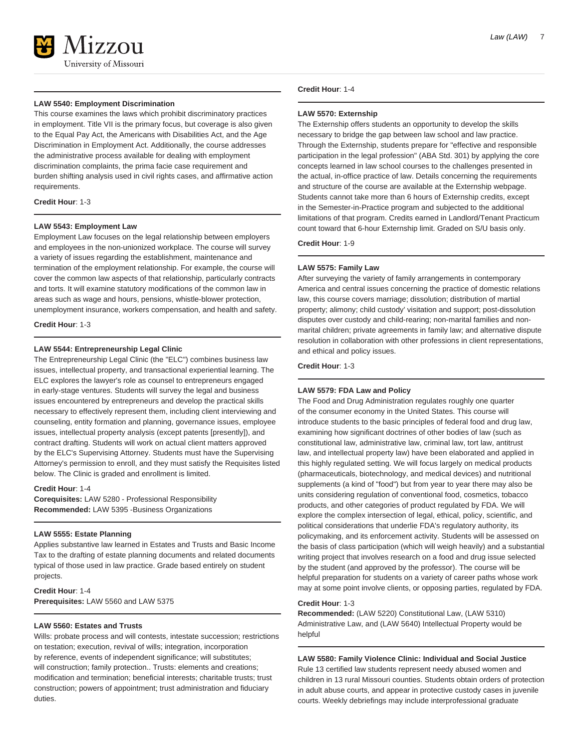**LAW 5540: Employment Discrimination**

This course examines the laws which prohibit discriminatory practices in employment. Title VII is the primary focus, but coverage is also given to the Equal Pay Act, the Americans with Disabilities Act, and the Age Discrimination in Employment Act. Additionally, the course addresses the administrative process available for dealing with employment discrimination complaints, the prima facie case requirement and burden shifting analysis used in civil rights cases, and affirmative action requirements.

**Credit Hour**: 1-3

**LAW 5543: Employment Law**

Employment Law focuses on the legal relationship between employers and employees in the non-unionized workplace. The course will survey a variety of issues regarding the establishment, maintenance and termination of the employment relationship. For example, the course will cover the common law aspects of that relationship, particularly contracts and torts. It will examine statutory modifications of the common law in areas such as wage and hours, pensions, whistle-blower protection, unemployment insurance, workers compensation, and health and safety.

**Credit Hour**: 1-3

**LAW 5544: Entrepreneurship Legal Clinic**

The Entrepreneurship Legal Clinic (the "ELC") combines business law issues, intellectual property, and transactional experiential learning. The ELC explores the lawyer's role as counsel to entrepreneurs engaged in early-stage ventures. Students will survey the legal and business issues encountered by entrepreneurs and develop the practical skills necessary to effectively represent them, including client interviewing and counseling, entity formation and planning, governance issues, employee issues, intellectual property analysis (except patents [presently]), and contract drafting. Students will work on actual client matters approved by the ELC's Supervising Attorney. Students must have the Supervising Attorney's permission to enroll, and they must satisfy the Requisites listed below. The Clinic is graded and enrollment is limited.

**Credit Hour**: 1-4
**Corequisites:** LAW 5280 - Professional Responsibility
**Recommended:** LAW 5395 -Business Organizations

**LAW 5555: Estate Planning**

Applies substantive law learned in Estates and Trusts and Basic Income Tax to the drafting of estate planning documents and related documents typical of those used in law practice. Grade based entirely on student projects.

**Credit Hour**: 1-4
**Prerequisites:** LAW 5560 and LAW 5375

**LAW 5560: Estates and Trusts**

Wills: probate process and will contests, intestate succession; restrictions on testation; execution, revival of wills; integration, incorporation by reference, events of independent significance; will substitutes; will construction; family protection.. Trusts: elements and creations; modification and termination; beneficial interests; charitable trusts; trust construction; powers of appointment; trust administration and fiduciary duties.

**Credit Hour**: 1-4

**LAW 5570: Externship**

The Externship offers students an opportunity to develop the skills necessary to bridge the gap between law school and law practice. Through the Externship, students prepare for "effective and responsible participation in the legal profession" (ABA Std. 301) by applying the core concepts learned in law school courses to the challenges presented in the actual, in-office practice of law. Details concerning the requirements and structure of the course are available at the Externship webpage. Students cannot take more than 6 hours of Externship credits, except in the Semester-in-Practice program and subjected to the additional limitations of that program. Credits earned in Landlord/Tenant Practicum count toward that 6-hour Externship limit. Graded on S/U basis only.

**Credit Hour**: 1-9

**LAW 5575: Family Law**

After surveying the variety of family arrangements in contemporary America and central issues concerning the practice of domestic relations law, this course covers marriage; dissolution; distribution of martial property; alimony; child custody' visitation and support; post-dissolution disputes over custody and child-rearing; non-marital families and non-marital children; private agreements in family law; and alternative dispute resolution in collaboration with other professions in client representations, and ethical and policy issues.

**Credit Hour**: 1-3

**LAW 5579: FDA Law and Policy**

The Food and Drug Administration regulates roughly one quarter of the consumer economy in the United States. This course will introduce students to the basic principles of federal food and drug law, examining how significant doctrines of other bodies of law (such as constitutional law, administrative law, criminal law, tort law, antitrust law, and intellectual property law) have been elaborated and applied in this highly regulated setting. We will focus largely on medical products (pharmaceuticals, biotechnology, and medical devices) and nutritional supplements (a kind of "food") but from year to year there may also be units considering regulation of conventional food, cosmetics, tobacco products, and other categories of product regulated by FDA. We will explore the complex intersection of legal, ethical, policy, scientific, and political considerations that underlie FDA's regulatory authority, its policymaking, and its enforcement activity. Students will be assessed on the basis of class participation (which will weigh heavily) and a substantial writing project that involves research on a food and drug issue selected by the student (and approved by the professor). The course will be helpful preparation for students on a variety of career paths whose work may at some point involve clients, or opposing parties, regulated by FDA.

**Credit Hour**: 1-3
**Recommended:** (LAW 5220) Constitutional Law, (LAW 5310) Administrative Law, and (LAW 5640) Intellectual Property would be helpful

**LAW 5580: Family Violence Clinic: Individual and Social Justice**

Rule 13 certified law students represent needy abused women and children in 13 rural Missouri counties. Students obtain orders of protection in adult abuse courts, and appear in protective custody cases in juvenile courts. Weekly debriefings may include interprofessional graduate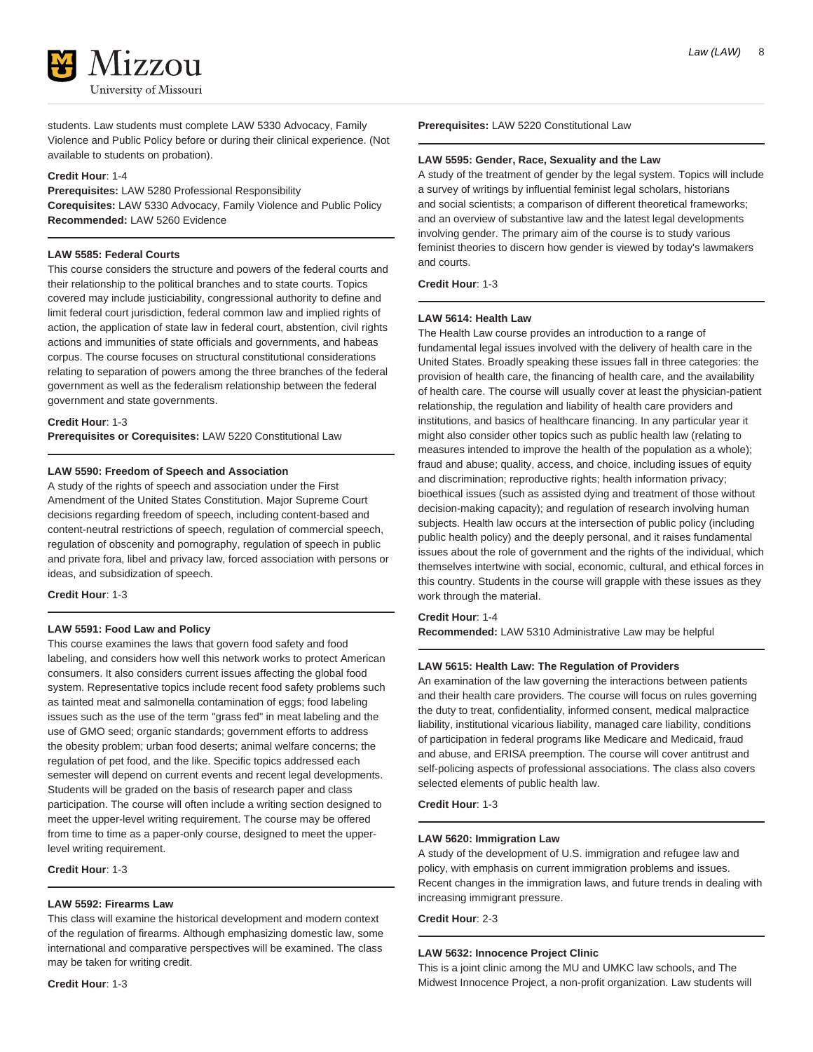students. Law students must complete LAW 5330 Advocacy, Family Violence and Public Policy before or during their clinical experience. (Not available to students on probation).

**Credit Hour**: 1-4
**Prerequisites:** LAW 5280 Professional Responsibility
**Corequisites:** LAW 5330 Advocacy, Family Violence and Public Policy
**Recommended:** LAW 5260 Evidence

---

**LAW 5585: Federal Courts**

This course considers the structure and powers of the federal courts and their relationship to the political branches and to state courts. Topics covered may include justiciability, congressional authority to define and limit federal court jurisdiction, federal common law and implied rights of action, the application of state law in federal court, abstention, civil rights actions and immunities of state officials and governments, and habeas corpus. The course focuses on structural constitutional considerations relating to separation of powers among the three branches of the federal government as well as the federalism relationship between the federal government and state governments.

**Credit Hour**: 1-3
**Prerequisites or Corequisites:** LAW 5220 Constitutional Law

---

**LAW 5590: Freedom of Speech and Association**

A study of the rights of speech and association under the First Amendment of the United States Constitution. Major Supreme Court decisions regarding freedom of speech, including content-based and content-neutral restrictions of speech, regulation of commercial speech, regulation of obscenity and pornography, regulation of speech in public and private fora, libel and privacy law, forced association with persons or ideas, and subsidization of speech.

**Credit Hour**: 1-3

---

**LAW 5591: Food Law and Policy**

This course examines the laws that govern food safety and food labeling, and considers how well this network works to protect American consumers. It also considers current issues affecting the global food system. Representative topics include recent food safety problems such as tainted meat and salmonella contamination of eggs; food labeling issues such as the use of the term "grass fed" in meat labeling and the use of GMO seed; organic standards; government efforts to address the obesity problem; urban food deserts; animal welfare concerns; the regulation of pet food, and the like. Specific topics addressed each semester will depend on current events and recent legal developments. Students will be graded on the basis of research paper and class participation. The course will often include a writing section designed to meet the upper-level writing requirement. The course may be offered from time to time as a paper-only course, designed to meet the upper-level writing requirement.

**Credit Hour**: 1-3

---

**LAW 5592: Firearms Law**

This class will examine the historical development and modern context of the regulation of firearms. Although emphasizing domestic law, some international and comparative perspectives will be examined. The class may be taken for writing credit.

**Credit Hour**: 1-3
**Prerequisites:** LAW 5220 Constitutional Law

---

**LAW 5595: Gender, Race, Sexuality and the Law**

A study of the treatment of gender by the legal system. Topics will include a survey of writings by influential feminist legal scholars, historians and social scientists; a comparison of different theoretical frameworks; and an overview of substantive law and the latest legal developments involving gender. The primary aim of the course is to study various feminist theories to discern how gender is viewed by today's lawmakers and courts.

**Credit Hour**: 1-3

---

**LAW 5614: Health Law**

The Health Law course provides an introduction to a range of fundamental legal issues involved with the delivery of health care in the United States. Broadly speaking these issues fall in three categories: the provision of health care, the financing of health care, and the availability of health care. The course will usually cover at least the physician-patient relationship, the regulation and liability of health care providers and institutions, and basics of healthcare financing. In any particular year it might also consider other topics such as public health law (relating to measures intended to improve the health of the population as a whole); fraud and abuse; quality, access, and choice, including issues of equity and discrimination; reproductive rights; health information privacy; bioethical issues (such as assisted dying and treatment of those without decision-making capacity); and regulation of research involving human subjects. Health law occurs at the intersection of public policy (including public health policy) and the deeply personal, and it raises fundamental issues about the role of government and the rights of the individual, which themselves intertwine with social, economic, cultural, and ethical forces in this country. Students in the course will grapple with these issues as they work through the material.

**Credit Hour**: 1-4
**Recommended:** LAW 5310 Administrative Law may be helpful

---

**LAW 5615: Health Law: The Regulation of Providers**

An examination of the law governing the interactions between patients and their health care providers. The course will focus on rules governing the duty to treat, confidentiality, informed consent, medical malpractice liability, institutional vicarious liability, managed care liability, conditions of participation in federal programs like Medicare and Medicaid, fraud and abuse, and ERISA preemption. The course will cover antitrust and self-policing aspects of professional associations. The class also covers selected elements of public health law.

**Credit Hour**: 1-3

---

**LAW 5620: Immigration Law**

A study of the development of U.S. immigration and refugee law and policy, with emphasis on current immigration problems and issues. Recent changes in the immigration laws, and future trends in dealing with increasing immigrant pressure.

**Credit Hour**: 2-3

---

**LAW 5632: Innocence Project Clinic**

This is a joint clinic among the MU and UMKC law schools, and The Midwest Innocence Project, a non-profit organization. Law students will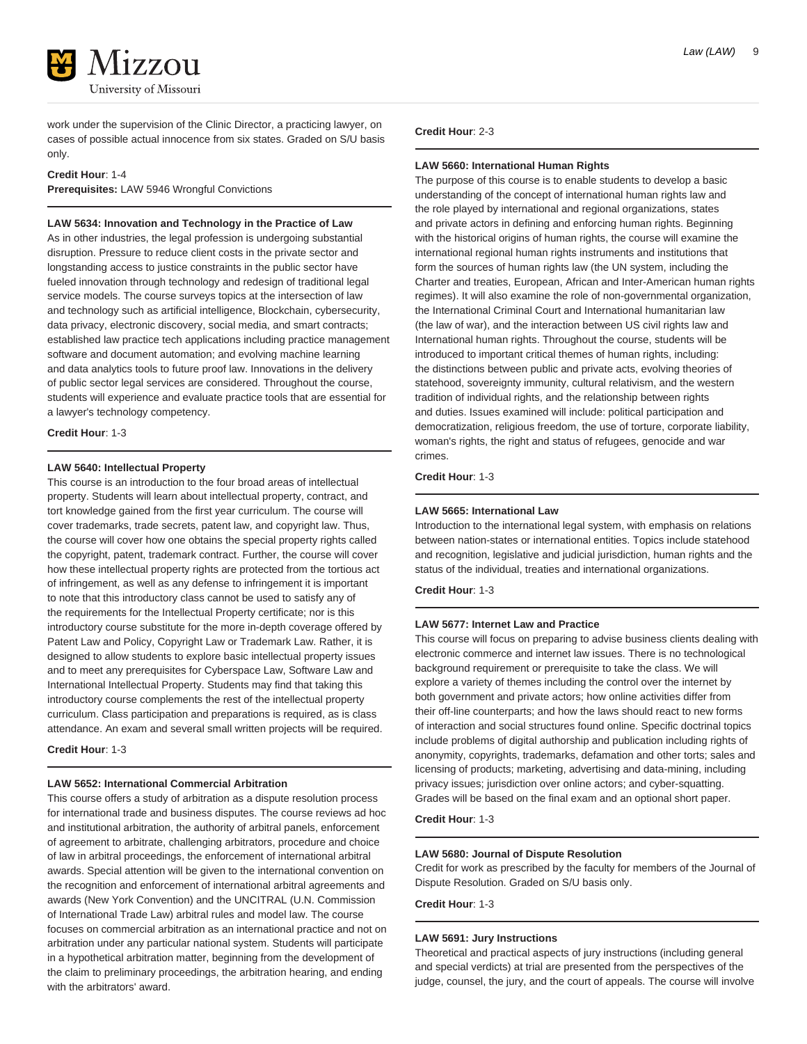work under the supervision of the Clinic Director, a practicing lawyer, on cases of possible actual innocence from six states. Graded on S/U basis only.

**Credit Hour**: 1-4
**Prerequisites:** LAW 5946 Wrongful Convictions

---

**LAW 5634: Innovation and Technology in the Practice of Law**
As in other industries, the legal profession is undergoing substantial disruption. Pressure to reduce client costs in the private sector and longstanding access to justice constraints in the public sector have fueled innovation through technology and redesign of traditional legal service models. The course surveys topics at the intersection of law and technology such as artificial intelligence, Blockchain, cybersecurity, data privacy, electronic discovery, social media, and smart contracts; established law practice tech applications including practice management software and document automation; and evolving machine learning and data analytics tools to future proof law. Innovations in the delivery of public sector legal services are considered. Throughout the course, students will experience and evaluate practice tools that are essential for a lawyer's technology competency.

**Credit Hour**: 1-3

---

**LAW 5640: Intellectual Property**
This course is an introduction to the four broad areas of intellectual property. Students will learn about intellectual property, contract, and tort knowledge gained from the first year curriculum. The course will cover trademarks, trade secrets, patent law, and copyright law. Thus, the course will cover how one obtains the special property rights called the copyright, patent, trademark contract. Further, the course will cover how these intellectual property rights are protected from the tortious act of infringement, as well as any defense to infringement it is important to note that this introductory class cannot be used to satisfy any of the requirements for the Intellectual Property certificate; nor is this introductory course substitute for the more in-depth coverage offered by Patent Law and Policy, Copyright Law or Trademark Law. Rather, it is designed to allow students to explore basic intellectual property issues and to meet any prerequisites for Cyberspace Law, Software Law and International Intellectual Property. Students may find that taking this introductory course complements the rest of the intellectual property curriculum. Class participation and preparations is required, as is class attendance. An exam and several small written projects will be required.

**Credit Hour**: 1-3

---

**LAW 5652: International Commercial Arbitration**
This course offers a study of arbitration as a dispute resolution process for international trade and business disputes. The course reviews ad hoc and institutional arbitration, the authority of arbitral panels, enforcement of agreement to arbitrate, challenging arbitrators, procedure and choice of law in arbitral proceedings, the enforcement of international arbitral awards. Special attention will be given to the international convention on the recognition and enforcement of international arbitral agreements and awards (New York Convention) and the UNCITRAL (U.N. Commission of International Trade Law) arbitral rules and model law. The course focuses on commercial arbitration as an international practice and not on arbitration under any particular national system. Students will participate in a hypothetical arbitration matter, beginning from the development of the claim to preliminary proceedings, the arbitration hearing, and ending with the arbitrators' award.

**Credit Hour**: 2-3

---

**LAW 5660: International Human Rights**
The purpose of this course is to enable students to develop a basic understanding of the concept of international human rights law and the role played by international and regional organizations, states and private actors in defining and enforcing human rights. Beginning with the historical origins of human rights, the course will examine the international regional human rights instruments and institutions that form the sources of human rights law (the UN system, including the Charter and treaties, European, African and Inter-American human rights regimes). It will also examine the role of non-governmental organization, the International Criminal Court and International humanitarian law (the law of war), and the interaction between US civil rights law and International human rights. Throughout the course, students will be introduced to important critical themes of human rights, including: the distinctions between public and private acts, evolving theories of statehood, sovereignty immunity, cultural relativism, and the western tradition of individual rights, and the relationship between rights and duties. Issues examined will include: political participation and democratization, religious freedom, the use of torture, corporate liability, woman's rights, the right and status of refugees, genocide and war crimes.

**Credit Hour**: 1-3

---

**LAW 5665: International Law**
Introduction to the international legal system, with emphasis on relations between nation-states or international entities. Topics include statehood and recognition, legislative and judicial jurisdiction, human rights and the status of the individual, treaties and international organizations.

**Credit Hour**: 1-3

---

**LAW 5677: Internet Law and Practice**
This course will focus on preparing to advise business clients dealing with electronic commerce and internet law issues. There is no technological background requirement or prerequisite to take the class. We will explore a variety of themes including the control over the internet by both government and private actors; how online activities differ from their off-line counterparts; and how the laws should react to new forms of interaction and social structures found online. Specific doctrinal topics include problems of digital authorship and publication including rights of anonymity, copyrights, trademarks, defamation and other torts; sales and licensing of products; marketing, advertising and data-mining, including privacy issues; jurisdiction over online actors; and cyber-squatting. Grades will be based on the final exam and an optional short paper.

**Credit Hour**: 1-3

---

**LAW 5680: Journal of Dispute Resolution**
Credit for work as prescribed by the faculty for members of the Journal of Dispute Resolution. Graded on S/U basis only.

**Credit Hour**: 1-3

---

**LAW 5691: Jury Instructions**
Theoretical and practical aspects of jury instructions (including general and special verdicts) at trial are presented from the perspectives of the judge, counsel, the jury, and the court of appeals. The course will involve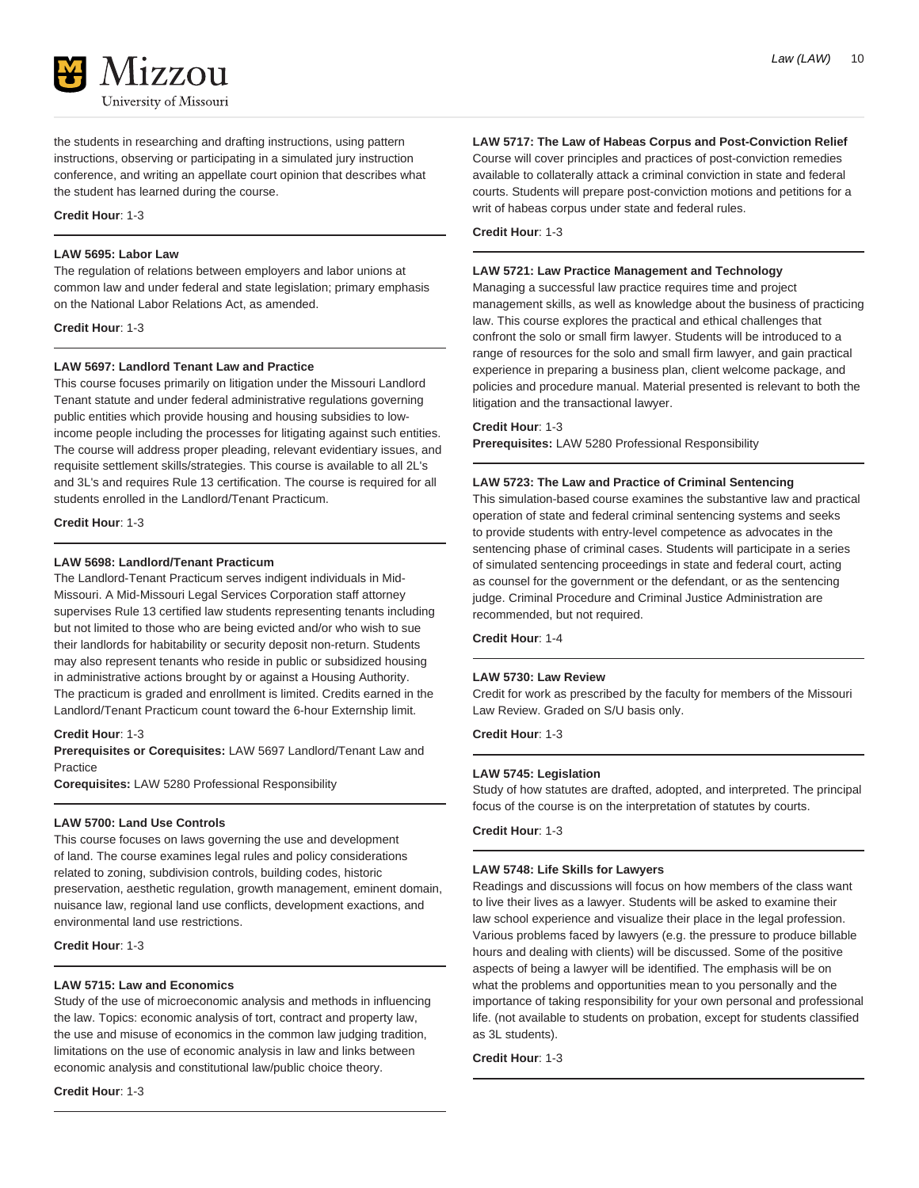the students in researching and drafting instructions, using pattern instructions, observing or participating in a simulated jury instruction conference, and writing an appellate court opinion that describes what the student has learned during the course.

**Credit Hour**: 1-3

---

#### LAW 5695: Labor Law

The regulation of relations between employers and labor unions at common law and under federal and state legislation; primary emphasis on the National Labor Relations Act, as amended.

**Credit Hour**: 1-3

---

#### LAW 5697: Landlord Tenant Law and Practice

This course focuses primarily on litigation under the Missouri Landlord Tenant statute and under federal administrative regulations governing public entities which provide housing and housing subsidies to low-income people including the processes for litigating against such entities. The course will address proper pleading, relevant evidentiary issues, and requisite settlement skills/strategies. This course is available to all 2L's and 3L's and requires Rule 13 certification. The course is required for all students enrolled in the Landlord/Tenant Practicum.

**Credit Hour**: 1-3

---

#### LAW 5698: Landlord/Tenant Practicum

The Landlord-Tenant Practicum serves indigent individuals in Mid-Missouri. A Mid-Missouri Legal Services Corporation staff attorney supervises Rule 13 certified law students representing tenants including but not limited to those who are being evicted and/or who wish to sue their landlords for habitability or security deposit non-return. Students may also represent tenants who reside in public or subsidized housing in administrative actions brought by or against a Housing Authority. The practicum is graded and enrollment is limited. Credits earned in the Landlord/Tenant Practicum count toward the 6-hour Externship limit.

**Credit Hour**: 1-3
**Prerequisites or Corequisites:** LAW 5697 Landlord/Tenant Law and Practice
**Corequisites:** LAW 5280 Professional Responsibility

---

#### LAW 5700: Land Use Controls

This course focuses on laws governing the use and development of land. The course examines legal rules and policy considerations related to zoning, subdivision controls, building codes, historic preservation, aesthetic regulation, growth management, eminent domain, nuisance law, regional land use conflicts, development exactions, and environmental land use restrictions.

**Credit Hour**: 1-3

---

#### LAW 5715: Law and Economics

Study of the use of microeconomic analysis and methods in influencing the law. Topics: economic analysis of tort, contract and property law, the use and misuse of economics in the common law judging tradition, limitations on the use of economic analysis in law and links between economic analysis and constitutional law/public choice theory.

**Credit Hour**: 1-3

---

#### LAW 5717: The Law of Habeas Corpus and Post-Conviction Relief

Course will cover principles and practices of post-conviction remedies available to collaterally attack a criminal conviction in state and federal courts. Students will prepare post-conviction motions and petitions for a writ of habeas corpus under state and federal rules.

**Credit Hour**: 1-3

---

#### LAW 5721: Law Practice Management and Technology

Managing a successful law practice requires time and project management skills, as well as knowledge about the business of practicing law. This course explores the practical and ethical challenges that confront the solo or small firm lawyer. Students will be introduced to a range of resources for the solo and small firm lawyer, and gain practical experience in preparing a business plan, client welcome package, and policies and procedure manual. Material presented is relevant to both the litigation and the transactional lawyer.

**Credit Hour**: 1-3
**Prerequisites:** LAW 5280 Professional Responsibility

---

#### LAW 5723: The Law and Practice of Criminal Sentencing

This simulation-based course examines the substantive law and practical operation of state and federal criminal sentencing systems and seeks to provide students with entry-level competence as advocates in the sentencing phase of criminal cases. Students will participate in a series of simulated sentencing proceedings in state and federal court, acting as counsel for the government or the defendant, or as the sentencing judge. Criminal Procedure and Criminal Justice Administration are recommended, but not required.

**Credit Hour**: 1-4

---

#### LAW 5730: Law Review

Credit for work as prescribed by the faculty for members of the Missouri Law Review. Graded on S/U basis only.

**Credit Hour**: 1-3

---

#### LAW 5745: Legislation

Study of how statutes are drafted, adopted, and interpreted. The principal focus of the course is on the interpretation of statutes by courts.

**Credit Hour**: 1-3

---

#### LAW 5748: Life Skills for Lawyers

Readings and discussions will focus on how members of the class want to live their lives as a lawyer. Students will be asked to examine their law school experience and visualize their place in the legal profession. Various problems faced by lawyers (e.g. the pressure to produce billable hours and dealing with clients) will be discussed. Some of the positive aspects of being a lawyer will be identified. The emphasis will be on what the problems and opportunities mean to you personally and the importance of taking responsibility for your own personal and professional life. (not available to students on probation, except for students classified as 3L students).

**Credit Hour**: 1-3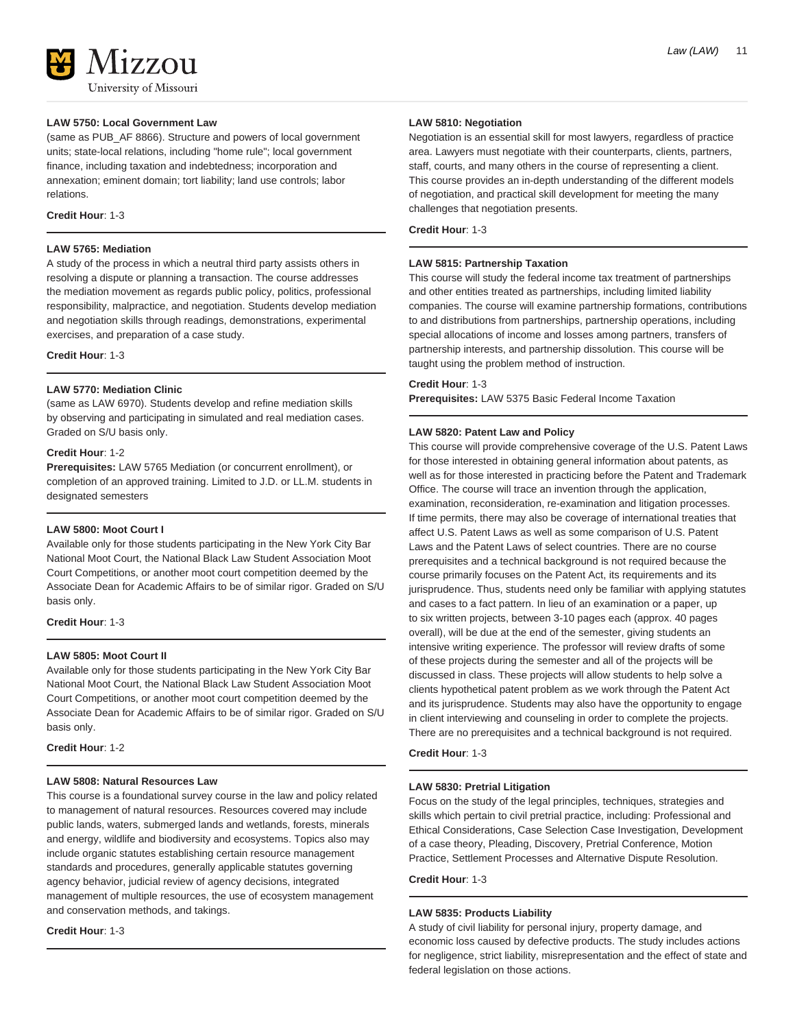#### LAW 5750: Local Government Law

(same as PUB_AF 8866). Structure and powers of local government units; state-local relations, including "home rule"; local government finance, including taxation and indebtedness; incorporation and annexation; eminent domain; tort liability; land use controls; labor relations.

**Credit Hour**: 1-3

#### LAW 5765: Mediation

A study of the process in which a neutral third party assists others in resolving a dispute or planning a transaction. The course addresses the mediation movement as regards public policy, politics, professional responsibility, malpractice, and negotiation. Students develop mediation and negotiation skills through readings, demonstrations, experimental exercises, and preparation of a case study.

**Credit Hour**: 1-3

#### LAW 5770: Mediation Clinic

(same as LAW 6970). Students develop and refine mediation skills by observing and participating in simulated and real mediation cases. Graded on S/U basis only.

**Credit Hour**: 1-2
**Prerequisites:** LAW 5765 Mediation (or concurrent enrollment), or completion of an approved training. Limited to J.D. or LL.M. students in designated semesters

#### LAW 5800: Moot Court I

Available only for those students participating in the New York City Bar National Moot Court, the National Black Law Student Association Moot Court Competitions, or another moot court competition deemed by the Associate Dean for Academic Affairs to be of similar rigor. Graded on S/U basis only.

**Credit Hour**: 1-3

#### LAW 5805: Moot Court II

Available only for those students participating in the New York City Bar National Moot Court, the National Black Law Student Association Moot Court Competitions, or another moot court competition deemed by the Associate Dean for Academic Affairs to be of similar rigor. Graded on S/U basis only.

**Credit Hour**: 1-2

#### LAW 5808: Natural Resources Law

This course is a foundational survey course in the law and policy related to management of natural resources. Resources covered may include public lands, waters, submerged lands and wetlands, forests, minerals and energy, wildlife and biodiversity and ecosystems. Topics also may include organic statutes establishing certain resource management standards and procedures, generally applicable statutes governing agency behavior, judicial review of agency decisions, integrated management of multiple resources, the use of ecosystem management and conservation methods, and takings.

**Credit Hour**: 1-3

#### LAW 5810: Negotiation

Negotiation is an essential skill for most lawyers, regardless of practice area. Lawyers must negotiate with their counterparts, clients, partners, staff, courts, and many others in the course of representing a client. This course provides an in-depth understanding of the different models of negotiation, and practical skill development for meeting the many challenges that negotiation presents.

**Credit Hour**: 1-3

#### LAW 5815: Partnership Taxation

This course will study the federal income tax treatment of partnerships and other entities treated as partnerships, including limited liability companies. The course will examine partnership formations, contributions to and distributions from partnerships, partnership operations, including special allocations of income and losses among partners, transfers of partnership interests, and partnership dissolution. This course will be taught using the problem method of instruction.

**Credit Hour**: 1-3
**Prerequisites:** LAW 5375 Basic Federal Income Taxation

#### LAW 5820: Patent Law and Policy

This course will provide comprehensive coverage of the U.S. Patent Laws for those interested in obtaining general information about patents, as well as for those interested in practicing before the Patent and Trademark Office. The course will trace an invention through the application, examination, reconsideration, re-examination and litigation processes. If time permits, there may also be coverage of international treaties that affect U.S. Patent Laws as well as some comparison of U.S. Patent Laws and the Patent Laws of select countries. There are no course prerequisites and a technical background is not required because the course primarily focuses on the Patent Act, its requirements and its jurisprudence. Thus, students need only be familiar with applying statutes and cases to a fact pattern. In lieu of an examination or a paper, up to six written projects, between 3-10 pages each (approx. 40 pages overall), will be due at the end of the semester, giving students an intensive writing experience. The professor will review drafts of some of these projects during the semester and all of the projects will be discussed in class. These projects will allow students to help solve a clients hypothetical patent problem as we work through the Patent Act and its jurisprudence. Students may also have the opportunity to engage in client interviewing and counseling in order to complete the projects. There are no prerequisites and a technical background is not required.

**Credit Hour**: 1-3

#### LAW 5830: Pretrial Litigation

Focus on the study of the legal principles, techniques, strategies and skills which pertain to civil pretrial practice, including: Professional and Ethical Considerations, Case Selection Case Investigation, Development of a case theory, Pleading, Discovery, Pretrial Conference, Motion Practice, Settlement Processes and Alternative Dispute Resolution.

**Credit Hour**: 1-3

#### LAW 5835: Products Liability

A study of civil liability for personal injury, property damage, and economic loss caused by defective products. The study includes actions for negligence, strict liability, misrepresentation and the effect of state and federal legislation on those actions.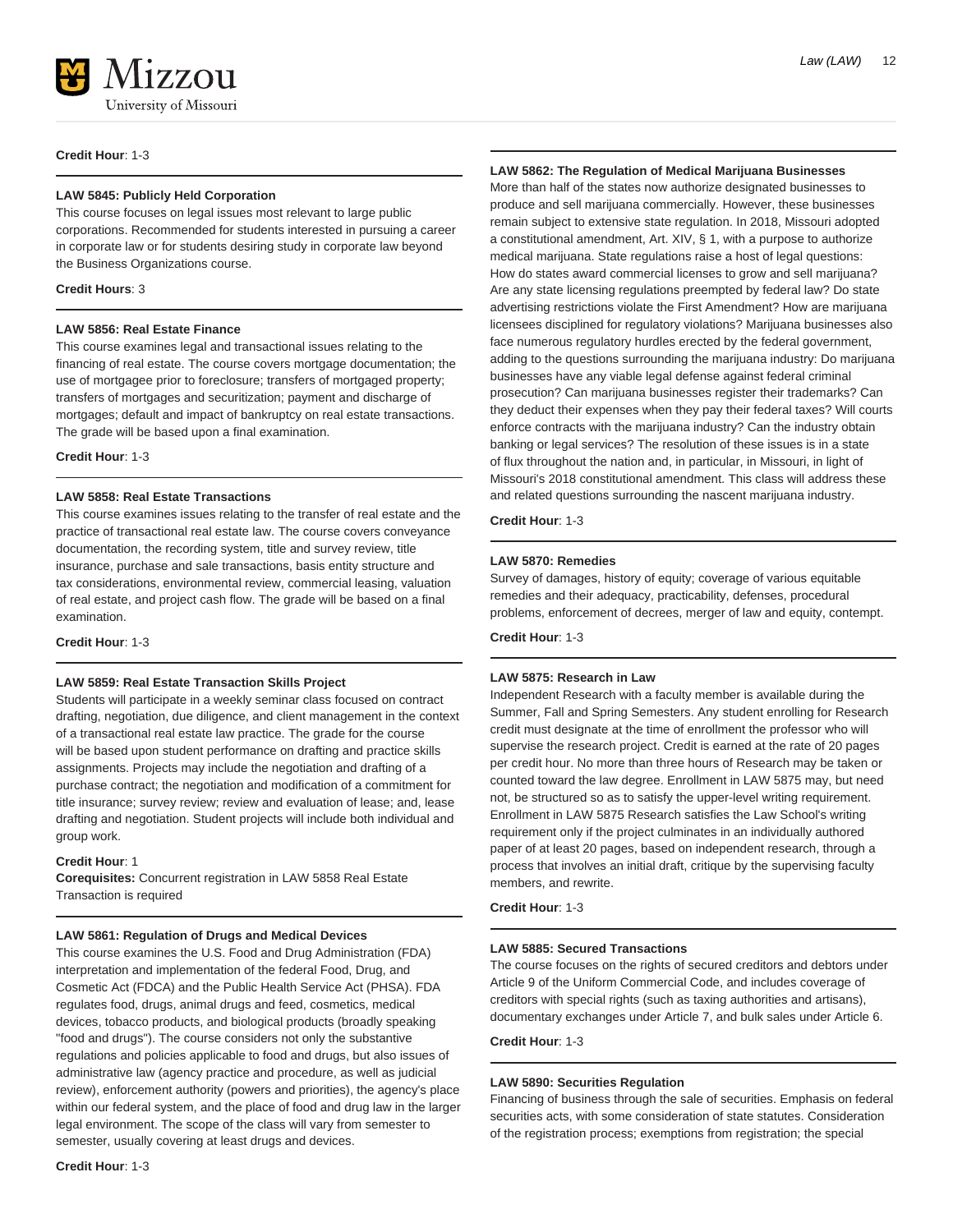**Credit Hour**: 1-3

---

#### LAW 5845: Publicly Held Corporation

This course focuses on legal issues most relevant to large public corporations. Recommended for students interested in pursuing a career in corporate law or for students desiring study in corporate law beyond the Business Organizations course.

**Credit Hours**: 3

---

#### LAW 5856: Real Estate Finance

This course examines legal and transactional issues relating to the financing of real estate. The course covers mortgage documentation; the use of mortgagee prior to foreclosure; transfers of mortgaged property; transfers of mortgages and securitization; payment and discharge of mortgages; default and impact of bankruptcy on real estate transactions. The grade will be based upon a final examination.

**Credit Hour**: 1-3

---

#### LAW 5858: Real Estate Transactions

This course examines issues relating to the transfer of real estate and the practice of transactional real estate law. The course covers conveyance documentation, the recording system, title and survey review, title insurance, purchase and sale transactions, basis entity structure and tax considerations, environmental review, commercial leasing, valuation of real estate, and project cash flow. The grade will be based on a final examination.

**Credit Hour**: 1-3

---

#### LAW 5859: Real Estate Transaction Skills Project

Students will participate in a weekly seminar class focused on contract drafting, negotiation, due diligence, and client management in the context of a transactional real estate law practice. The grade for the course will be based upon student performance on drafting and practice skills assignments. Projects may include the negotiation and drafting of a purchase contract; the negotiation and modification of a commitment for title insurance; survey review; review and evaluation of lease; and, lease drafting and negotiation. Student projects will include both individual and group work.

**Credit Hour**: 1
**Corequisites:** Concurrent registration in LAW 5858 Real Estate Transaction is required

---

#### LAW 5861: Regulation of Drugs and Medical Devices

This course examines the U.S. Food and Drug Administration (FDA) interpretation and implementation of the federal Food, Drug, and Cosmetic Act (FDCA) and the Public Health Service Act (PHSA). FDA regulates food, drugs, animal drugs and feed, cosmetics, medical devices, tobacco products, and biological products (broadly speaking "food and drugs"). The course considers not only the substantive regulations and policies applicable to food and drugs, but also issues of administrative law (agency practice and procedure, as well as judicial review), enforcement authority (powers and priorities), the agency's place within our federal system, and the place of food and drug law in the larger legal environment. The scope of the class will vary from semester to semester, usually covering at least drugs and devices.

**Credit Hour**: 1-3

---

#### LAW 5862: The Regulation of Medical Marijuana Businesses

More than half of the states now authorize designated businesses to produce and sell marijuana commercially. However, these businesses remain subject to extensive state regulation. In 2018, Missouri adopted a constitutional amendment, Art. XIV, § 1, with a purpose to authorize medical marijuana. State regulations raise a host of legal questions: How do states award commercial licenses to grow and sell marijuana? Are any state licensing regulations preempted by federal law? Do state advertising restrictions violate the First Amendment? How are marijuana licensees disciplined for regulatory violations? Marijuana businesses also face numerous regulatory hurdles erected by the federal government, adding to the questions surrounding the marijuana industry: Do marijuana businesses have any viable legal defense against federal criminal prosecution? Can marijuana businesses register their trademarks? Can they deduct their expenses when they pay their federal taxes? Will courts enforce contracts with the marijuana industry? Can the industry obtain banking or legal services? The resolution of these issues is in a state of flux throughout the nation and, in particular, in Missouri, in light of Missouri's 2018 constitutional amendment. This class will address these and related questions surrounding the nascent marijuana industry.

**Credit Hour**: 1-3

---

#### LAW 5870: Remedies

Survey of damages, history of equity; coverage of various equitable remedies and their adequacy, practicability, defenses, procedural problems, enforcement of decrees, merger of law and equity, contempt.

**Credit Hour**: 1-3

---

#### LAW 5875: Research in Law

Independent Research with a faculty member is available during the Summer, Fall and Spring Semesters. Any student enrolling for Research credit must designate at the time of enrollment the professor who will supervise the research project. Credit is earned at the rate of 20 pages per credit hour. No more than three hours of Research may be taken or counted toward the law degree. Enrollment in LAW 5875 may, but need not, be structured so as to satisfy the upper-level writing requirement. Enrollment in LAW 5875 Research satisfies the Law School's writing requirement only if the project culminates in an individually authored paper of at least 20 pages, based on independent research, through a process that involves an initial draft, critique by the supervising faculty members, and rewrite.

**Credit Hour**: 1-3

---

#### LAW 5885: Secured Transactions

The course focuses on the rights of secured creditors and debtors under Article 9 of the Uniform Commercial Code, and includes coverage of creditors with special rights (such as taxing authorities and artisans), documentary exchanges under Article 7, and bulk sales under Article 6.

**Credit Hour**: 1-3

---

#### LAW 5890: Securities Regulation

Financing of business through the sale of securities. Emphasis on federal securities acts, with some consideration of state statutes. Consideration of the registration process; exemptions from registration; the special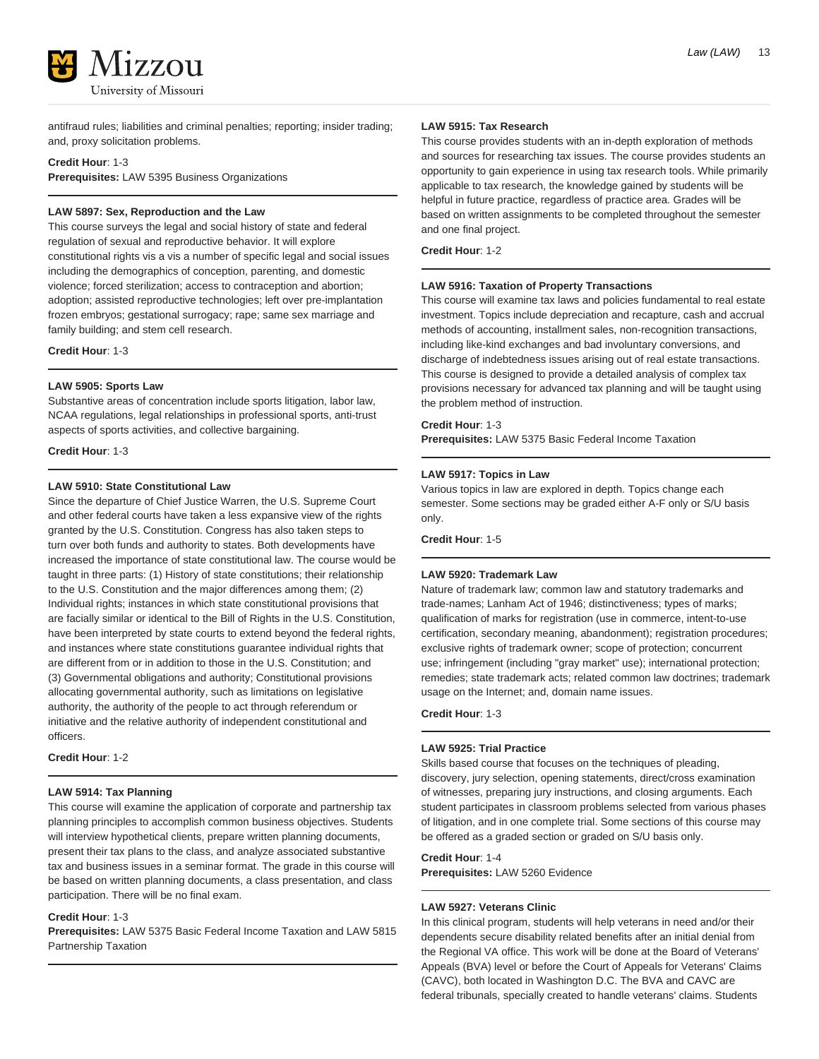antifraud rules; liabilities and criminal penalties; reporting; insider trading; and, proxy solicitation problems.

**Credit Hour**: 1-3
**Prerequisites:** LAW 5395 Business Organizations

**LAW 5897: Sex, Reproduction and the Law**
This course surveys the legal and social history of state and federal regulation of sexual and reproductive behavior. It will explore constitutional rights vis a vis a number of specific legal and social issues including the demographics of conception, parenting, and domestic violence; forced sterilization; access to contraception and abortion; adoption; assisted reproductive technologies; left over pre-implantation frozen embryos; gestational surrogacy; rape; same sex marriage and family building; and stem cell research.

**Credit Hour**: 1-3

**LAW 5905: Sports Law**
Substantive areas of concentration include sports litigation, labor law, NCAA regulations, legal relationships in professional sports, anti-trust aspects of sports activities, and collective bargaining.

**Credit Hour**: 1-3

**LAW 5910: State Constitutional Law**
Since the departure of Chief Justice Warren, the U.S. Supreme Court and other federal courts have taken a less expansive view of the rights granted by the U.S. Constitution. Congress has also taken steps to turn over both funds and authority to states. Both developments have increased the importance of state constitutional law. The course would be taught in three parts: (1) History of state constitutions; their relationship to the U.S. Constitution and the major differences among them; (2) Individual rights; instances in which state constitutional provisions that are facially similar or identical to the Bill of Rights in the U.S. Constitution, have been interpreted by state courts to extend beyond the federal rights, and instances where state constitutions guarantee individual rights that are different from or in addition to those in the U.S. Constitution; and (3) Governmental obligations and authority; Constitutional provisions allocating governmental authority, such as limitations on legislative authority, the authority of the people to act through referendum or initiative and the relative authority of independent constitutional and officers.

**Credit Hour**: 1-2

**LAW 5914: Tax Planning**
This course will examine the application of corporate and partnership tax planning principles to accomplish common business objectives. Students will interview hypothetical clients, prepare written planning documents, present their tax plans to the class, and analyze associated substantive tax and business issues in a seminar format. The grade in this course will be based on written planning documents, a class presentation, and class participation. There will be no final exam.

**Credit Hour**: 1-3
**Prerequisites:** LAW 5375 Basic Federal Income Taxation and LAW 5815 Partnership Taxation

**LAW 5915: Tax Research**
This course provides students with an in-depth exploration of methods and sources for researching tax issues. The course provides students an opportunity to gain experience in using tax research tools. While primarily applicable to tax research, the knowledge gained by students will be helpful in future practice, regardless of practice area. Grades will be based on written assignments to be completed throughout the semester and one final project.

**Credit Hour**: 1-2

**LAW 5916: Taxation of Property Transactions**
This course will examine tax laws and policies fundamental to real estate investment. Topics include depreciation and recapture, cash and accrual methods of accounting, installment sales, non-recognition transactions, including like-kind exchanges and bad involuntary conversions, and discharge of indebtedness issues arising out of real estate transactions. This course is designed to provide a detailed analysis of complex tax provisions necessary for advanced tax planning and will be taught using the problem method of instruction.

**Credit Hour**: 1-3
**Prerequisites:** LAW 5375 Basic Federal Income Taxation

**LAW 5917: Topics in Law**
Various topics in law are explored in depth. Topics change each semester. Some sections may be graded either A-F only or S/U basis only.

**Credit Hour**: 1-5

**LAW 5920: Trademark Law**
Nature of trademark law; common law and statutory trademarks and trade-names; Lanham Act of 1946; distinctiveness; types of marks; qualification of marks for registration (use in commerce, intent-to-use certification, secondary meaning, abandonment); registration procedures; exclusive rights of trademark owner; scope of protection; concurrent use; infringement (including "gray market" use); international protection; remedies; state trademark acts; related common law doctrines; trademark usage on the Internet; and, domain name issues.

**Credit Hour**: 1-3

**LAW 5925: Trial Practice**
Skills based course that focuses on the techniques of pleading, discovery, jury selection, opening statements, direct/cross examination of witnesses, preparing jury instructions, and closing arguments. Each student participates in classroom problems selected from various phases of litigation, and in one complete trial. Some sections of this course may be offered as a graded section or graded on S/U basis only.

**Credit Hour**: 1-4
**Prerequisites:** LAW 5260 Evidence

**LAW 5927: Veterans Clinic**
In this clinical program, students will help veterans in need and/or their dependents secure disability related benefits after an initial denial from the Regional VA office. This work will be done at the Board of Veterans' Appeals (BVA) level or before the Court of Appeals for Veterans' Claims (CAVC), both located in Washington D.C. The BVA and CAVC are federal tribunals, specially created to handle veterans' claims. Students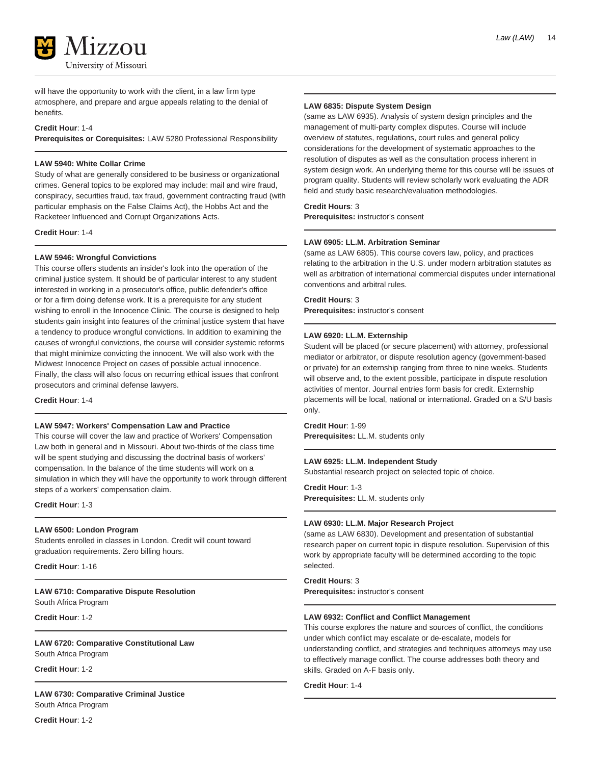will have the opportunity to work with the client, in a law firm type atmosphere, and prepare and argue appeals relating to the denial of benefits.

**Credit Hour**: 1-4
**Prerequisites or Corequisites:** LAW 5280 Professional Responsibility

---

**LAW 5940: White Collar Crime**
Study of what are generally considered to be business or organizational crimes. General topics to be explored may include: mail and wire fraud, conspiracy, securities fraud, tax fraud, government contracting fraud (with particular emphasis on the False Claims Act), the Hobbs Act and the Racketeer Influenced and Corrupt Organizations Acts.

**Credit Hour**: 1-4

---

**LAW 5946: Wrongful Convictions**
This course offers students an insider's look into the operation of the criminal justice system. It should be of particular interest to any student interested in working in a prosecutor's office, public defender's office or for a firm doing defense work. It is a prerequisite for any student wishing to enroll in the Innocence Clinic. The course is designed to help students gain insight into features of the criminal justice system that have a tendency to produce wrongful convictions. In addition to examining the causes of wrongful convictions, the course will consider systemic reforms that might minimize convicting the innocent. We will also work with the Midwest Innocence Project on cases of possible actual innocence. Finally, the class will also focus on recurring ethical issues that confront prosecutors and criminal defense lawyers.

**Credit Hour**: 1-4

---

**LAW 5947: Workers' Compensation Law and Practice**
This course will cover the law and practice of Workers' Compensation Law both in general and in Missouri. About two-thirds of the class time will be spent studying and discussing the doctrinal basis of workers' compensation. In the balance of the time students will work on a simulation in which they will have the opportunity to work through different steps of a workers' compensation claim.

**Credit Hour**: 1-3

---

**LAW 6500: London Program**
Students enrolled in classes in London. Credit will count toward graduation requirements. Zero billing hours.

**Credit Hour**: 1-16

---

**LAW 6710: Comparative Dispute Resolution**
South Africa Program

**Credit Hour**: 1-2

---

**LAW 6720: Comparative Constitutional Law**
South Africa Program

**Credit Hour**: 1-2

---

**LAW 6730: Comparative Criminal Justice**
South Africa Program

**Credit Hour**: 1-2

---

**LAW 6835: Dispute System Design**
(same as LAW 6935). Analysis of system design principles and the management of multi-party complex disputes. Course will include overview of statutes, regulations, court rules and general policy considerations for the development of systematic approaches to the resolution of disputes as well as the consultation process inherent in system design work. An underlying theme for this course will be issues of program quality. Students will review scholarly work evaluating the ADR field and study basic research/evaluation methodologies.

**Credit Hours**: 3
**Prerequisites:** instructor's consent

---

**LAW 6905: LL.M. Arbitration Seminar**
(same as LAW 6805). This course covers law, policy, and practices relating to the arbitration in the U.S. under modern arbitration statutes as well as arbitration of international commercial disputes under international conventions and arbitral rules.

**Credit Hours**: 3
**Prerequisites:** instructor's consent

---

**LAW 6920: LL.M. Externship**
Student will be placed (or secure placement) with attorney, professional mediator or arbitrator, or dispute resolution agency (government-based or private) for an externship ranging from three to nine weeks. Students will observe and, to the extent possible, participate in dispute resolution activities of mentor. Journal entries form basis for credit. Externship placements will be local, national or international. Graded on a S/U basis only.

**Credit Hour**: 1-99
**Prerequisites:** LL.M. students only

---

**LAW 6925: LL.M. Independent Study**
Substantial research project on selected topic of choice.

**Credit Hour**: 1-3
**Prerequisites:** LL.M. students only

---

**LAW 6930: LL.M. Major Research Project**
(same as LAW 6830). Development and presentation of substantial research paper on current topic in dispute resolution. Supervision of this work by appropriate faculty will be determined according to the topic selected.

**Credit Hours**: 3
**Prerequisites:** instructor's consent

---

**LAW 6932: Conflict and Conflict Management**
This course explores the nature and sources of conflict, the conditions under which conflict may escalate or de-escalate, models for understanding conflict, and strategies and techniques attorneys may use to effectively manage conflict. The course addresses both theory and skills. Graded on A-F basis only.

**Credit Hour**: 1-4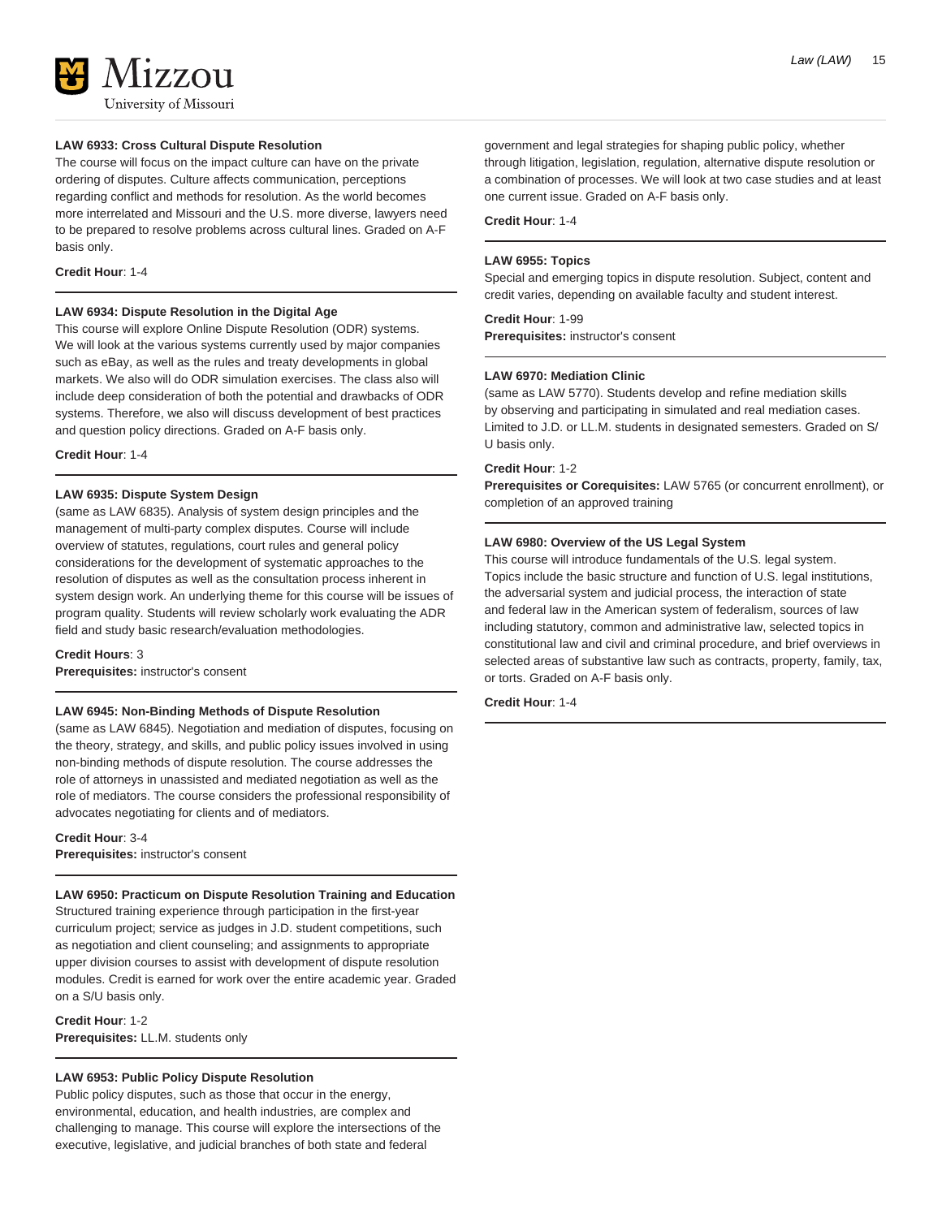#### LAW 6933: Cross Cultural Dispute Resolution

The course will focus on the impact culture can have on the private ordering of disputes. Culture affects communication, perceptions regarding conflict and methods for resolution. As the world becomes more interrelated and Missouri and the U.S. more diverse, lawyers need to be prepared to resolve problems across cultural lines. Graded on A-F basis only.

**Credit Hour**: 1-4

---

#### LAW 6934: Dispute Resolution in the Digital Age

This course will explore Online Dispute Resolution (ODR) systems. We will look at the various systems currently used by major companies such as eBay, as well as the rules and treaty developments in global markets. We also will do ODR simulation exercises. The class also will include deep consideration of both the potential and drawbacks of ODR systems. Therefore, we also will discuss development of best practices and question policy directions. Graded on A-F basis only.

**Credit Hour**: 1-4

---

#### LAW 6935: Dispute System Design

(same as LAW 6835). Analysis of system design principles and the management of multi-party complex disputes. Course will include overview of statutes, regulations, court rules and general policy considerations for the development of systematic approaches to the resolution of disputes as well as the consultation process inherent in system design work. An underlying theme for this course will be issues of program quality. Students will review scholarly work evaluating the ADR field and study basic research/evaluation methodologies.

**Credit Hours**: 3
**Prerequisites:** instructor's consent

---

#### LAW 6945: Non-Binding Methods of Dispute Resolution

(same as LAW 6845). Negotiation and mediation of disputes, focusing on the theory, strategy, and skills, and public policy issues involved in using non-binding methods of dispute resolution. The course addresses the role of attorneys in unassisted and mediated negotiation as well as the role of mediators. The course considers the professional responsibility of advocates negotiating for clients and of mediators.

**Credit Hour**: 3-4
**Prerequisites:** instructor's consent

---

#### LAW 6950: Practicum on Dispute Resolution Training and Education

Structured training experience through participation in the first-year curriculum project; service as judges in J.D. student competitions, such as negotiation and client counseling; and assignments to appropriate upper division courses to assist with development of dispute resolution modules. Credit is earned for work over the entire academic year. Graded on a S/U basis only.

**Credit Hour**: 1-2
**Prerequisites:** LL.M. students only

---

#### LAW 6953: Public Policy Dispute Resolution

Public policy disputes, such as those that occur in the energy, environmental, education, and health industries, are complex and challenging to manage. This course will explore the intersections of the executive, legislative, and judicial branches of both state and federal government and legal strategies for shaping public policy, whether through litigation, legislation, regulation, alternative dispute resolution or a combination of processes. We will look at two case studies and at least one current issue. Graded on A-F basis only.

**Credit Hour**: 1-4

---

#### LAW 6955: Topics

Special and emerging topics in dispute resolution. Subject, content and credit varies, depending on available faculty and student interest.

**Credit Hour**: 1-99
**Prerequisites:** instructor's consent

---

#### LAW 6970: Mediation Clinic

(same as LAW 5770). Students develop and refine mediation skills by observing and participating in simulated and real mediation cases. Limited to J.D. or LL.M. students in designated semesters. Graded on S/U basis only.

**Credit Hour**: 1-2
**Prerequisites or Corequisites:** LAW 5765 (or concurrent enrollment), or completion of an approved training

---

#### LAW 6980: Overview of the US Legal System

This course will introduce fundamentals of the U.S. legal system. Topics include the basic structure and function of U.S. legal institutions, the adversarial system and judicial process, the interaction of state and federal law in the American system of federalism, sources of law including statutory, common and administrative law, selected topics in constitutional law and civil and criminal procedure, and brief overviews in selected areas of substantive law such as contracts, property, family, tax, or torts. Graded on A-F basis only.

**Credit Hour**: 1-4